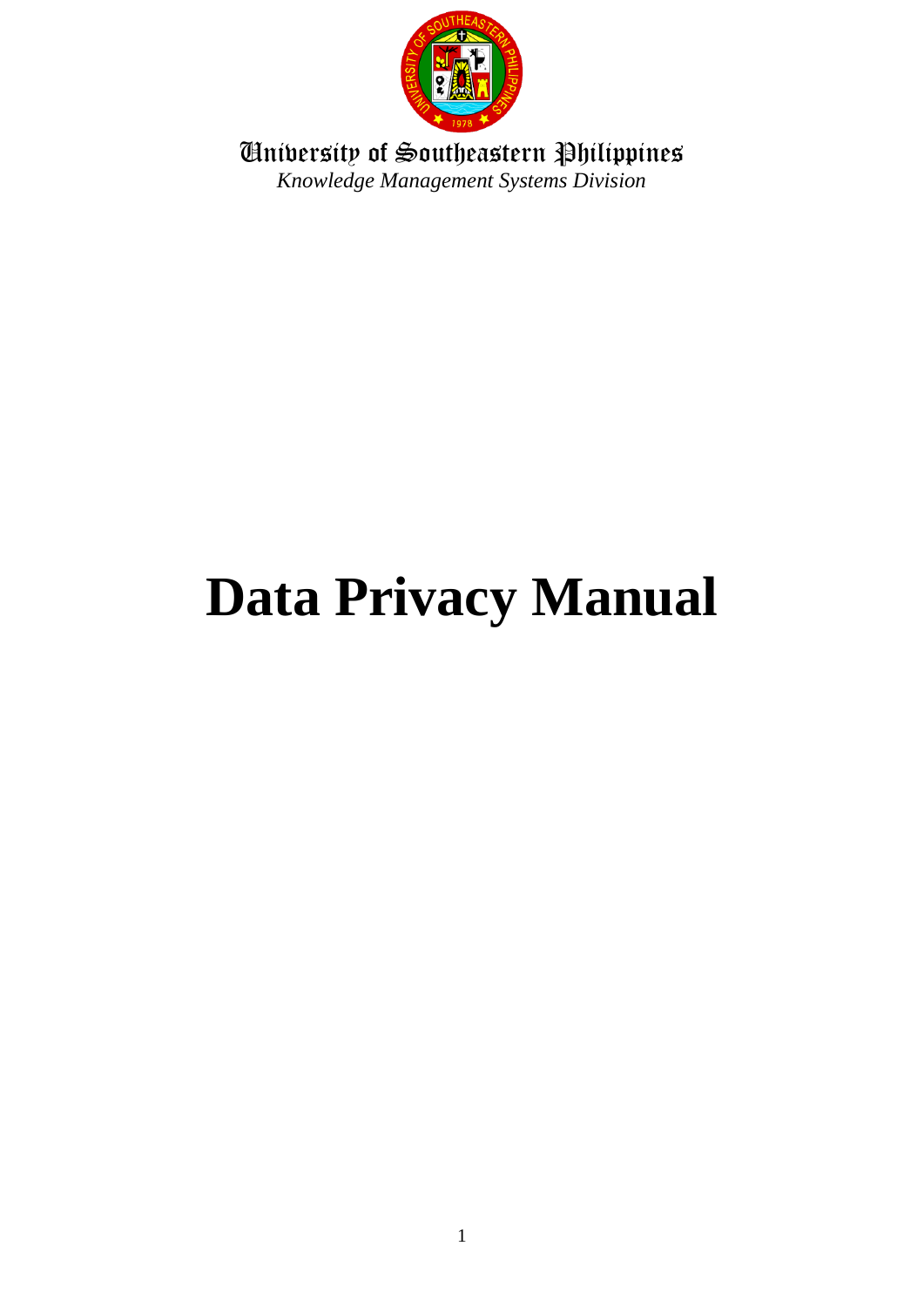University of Southeastern Philippines

*Knowledge Management Systems Division*

# Data Privacy Manual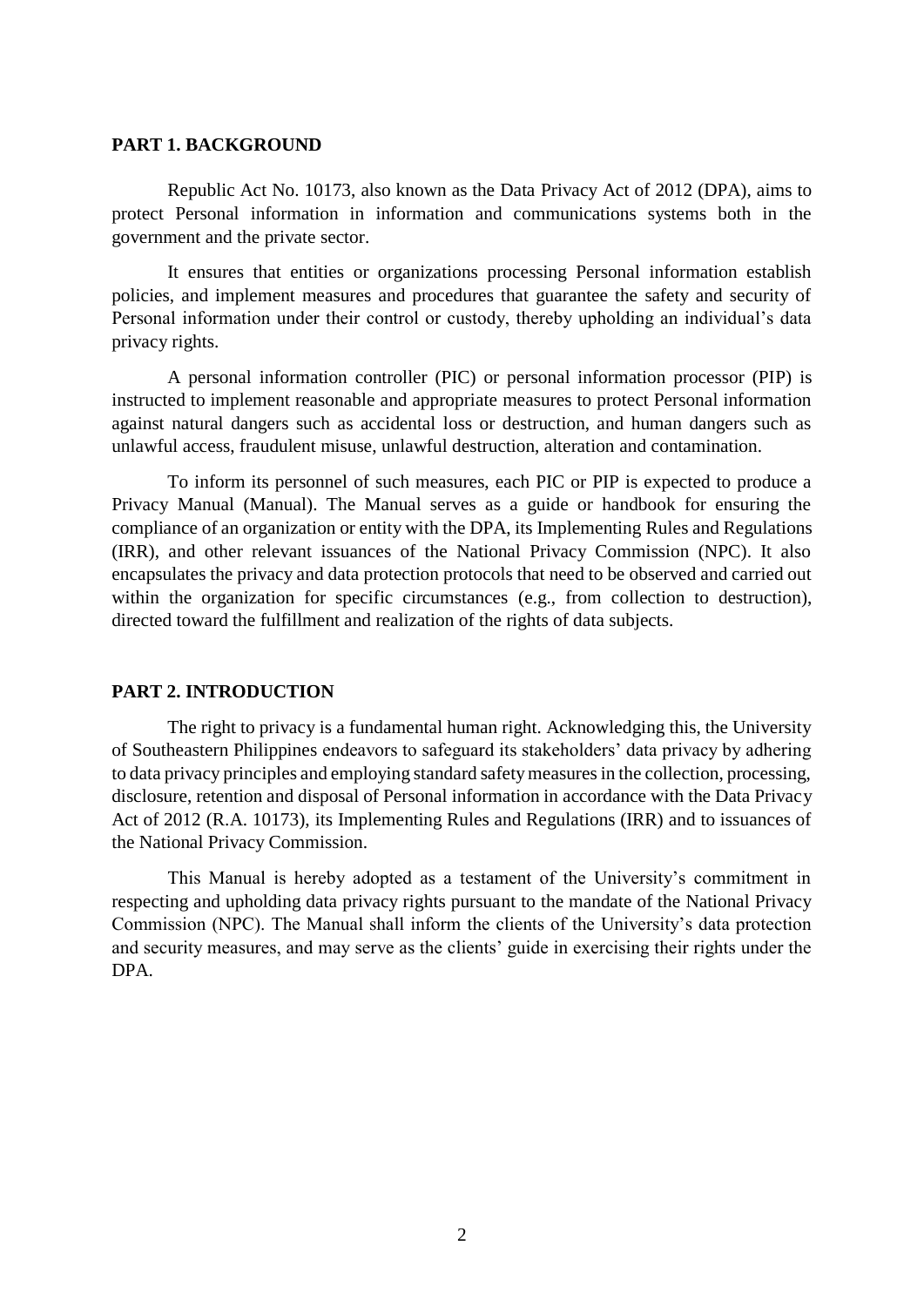## PART 1. BACKGROUND

Republic Act No. 10173, also known as the Data Privacy Act of 2012 (DPA), aims to protect Personal information in information and communications systems both in the government and the private sector.

It ensures that entities or organizations processing Personal information establish policies, and implement measures and procedures that guarantee the safety and security of Personal information under their control or custody, thereby upholding an individual's data privacy rights.

A personal information controller (PIC) or personal information processor (PIP) is instructed to implement reasonable and appropriate measures to protect Personal information against natural dangers such as accidental loss or destruction, and human dangers such as unlawful access, fraudulent misuse, unlawful destruction, alteration and contamination.

To inform its personnel of such measures, each PIC or PIP is expected to produce a Privacy Manual (Manual). The Manual serves as a guide or handbook for ensuring the compliance of an organization or entity with the DPA, its Implementing Rules and Regulations (IRR), and other relevant issuances of the National Privacy Commission (NPC). It also encapsulates the privacy and data protection protocols that need to be observed and carried out within the organization for specific circumstances (e.g., from collection to destruction), directed toward the fulfillment and realization of the rights of data subjects.

## PART 2. INTRODUCTION

The right to privacy is a fundamental human right. Acknowledging this, the University of Southeastern Philippines endeavors to safeguard its stakeholders' data privacy by adhering to data privacy principles and employing standard safety measures in the collection, processing, disclosure, retention and disposal of Personal information in accordance with the Data Privacy Act of 2012 (R.A. 10173), its Implementing Rules and Regulations (IRR) and to issuances of the National Privacy Commission.

This Manual is hereby adopted as a testament of the University's commitment in respecting and upholding data privacy rights pursuant to the mandate of the National Privacy Commission (NPC). The Manual shall inform the clients of the University's data protection and security measures, and may serve as the clients' guide in exercising their rights under the DPA.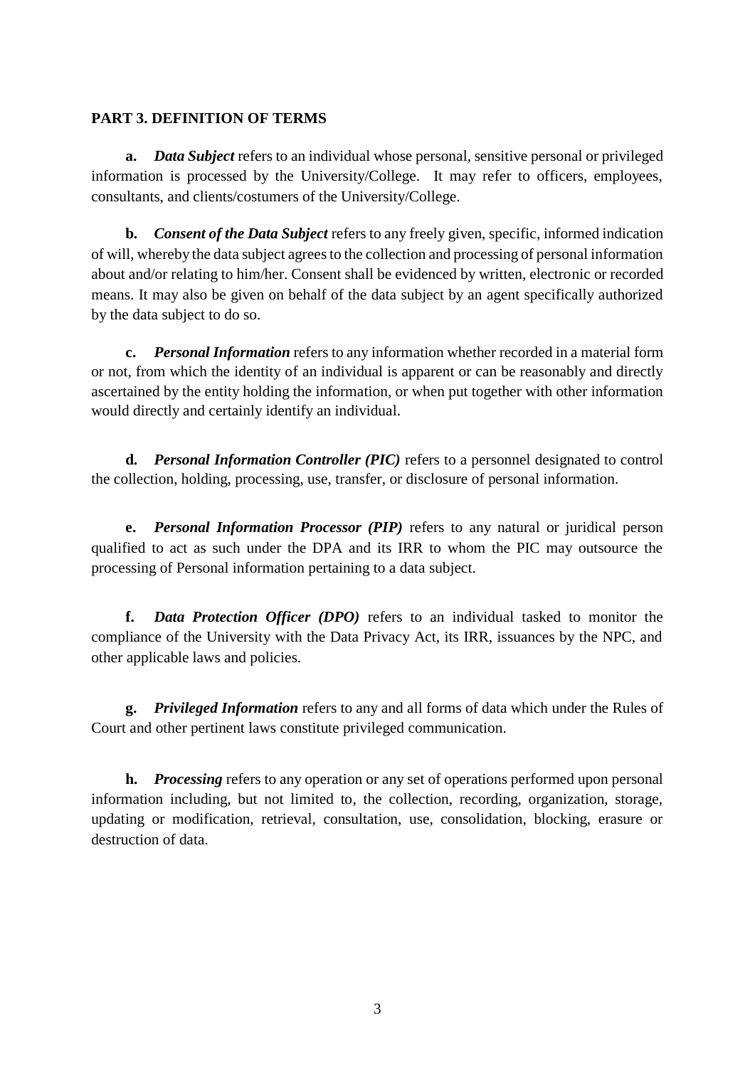**PART 3. DEFINITION OF TERMS**

**a.** ***Data Subject*** refers to an individual whose personal, sensitive personal or privileged information is processed by the University/College. It may refer to officers, employees, consultants, and clients/costumers of the University/College.

**b.** ***Consent of the Data Subject*** refers to any freely given, specific, informed indication of will, whereby the data subject agrees to the collection and processing of personal information about and/or relating to him/her. Consent shall be evidenced by written, electronic or recorded means. It may also be given on behalf of the data subject by an agent specifically authorized by the data subject to do so.

**c.** ***Personal Information*** refers to any information whether recorded in a material form or not, from which the identity of an individual is apparent or can be reasonably and directly ascertained by the entity holding the information, or when put together with other information would directly and certainly identify an individual.

**d.** ***Personal Information Controller (PIC)*** refers to a personnel designated to control the collection, holding, processing, use, transfer, or disclosure of personal information.

**e.** ***Personal Information Processor (PIP)*** refers to any natural or juridical person qualified to act as such under the DPA and its IRR to whom the PIC may outsource the processing of Personal information pertaining to a data subject.

**f.** ***Data Protection Officer (DPO)*** refers to an individual tasked to monitor the compliance of the University with the Data Privacy Act, its IRR, issuances by the NPC, and other applicable laws and policies.

**g.** ***Privileged Information*** refers to any and all forms of data which under the Rules of Court and other pertinent laws constitute privileged communication.

**h.** ***Processing*** refers to any operation or any set of operations performed upon personal information including, but not limited to, the collection, recording, organization, storage, updating or modification, retrieval, consultation, use, consolidation, blocking, erasure or destruction of data.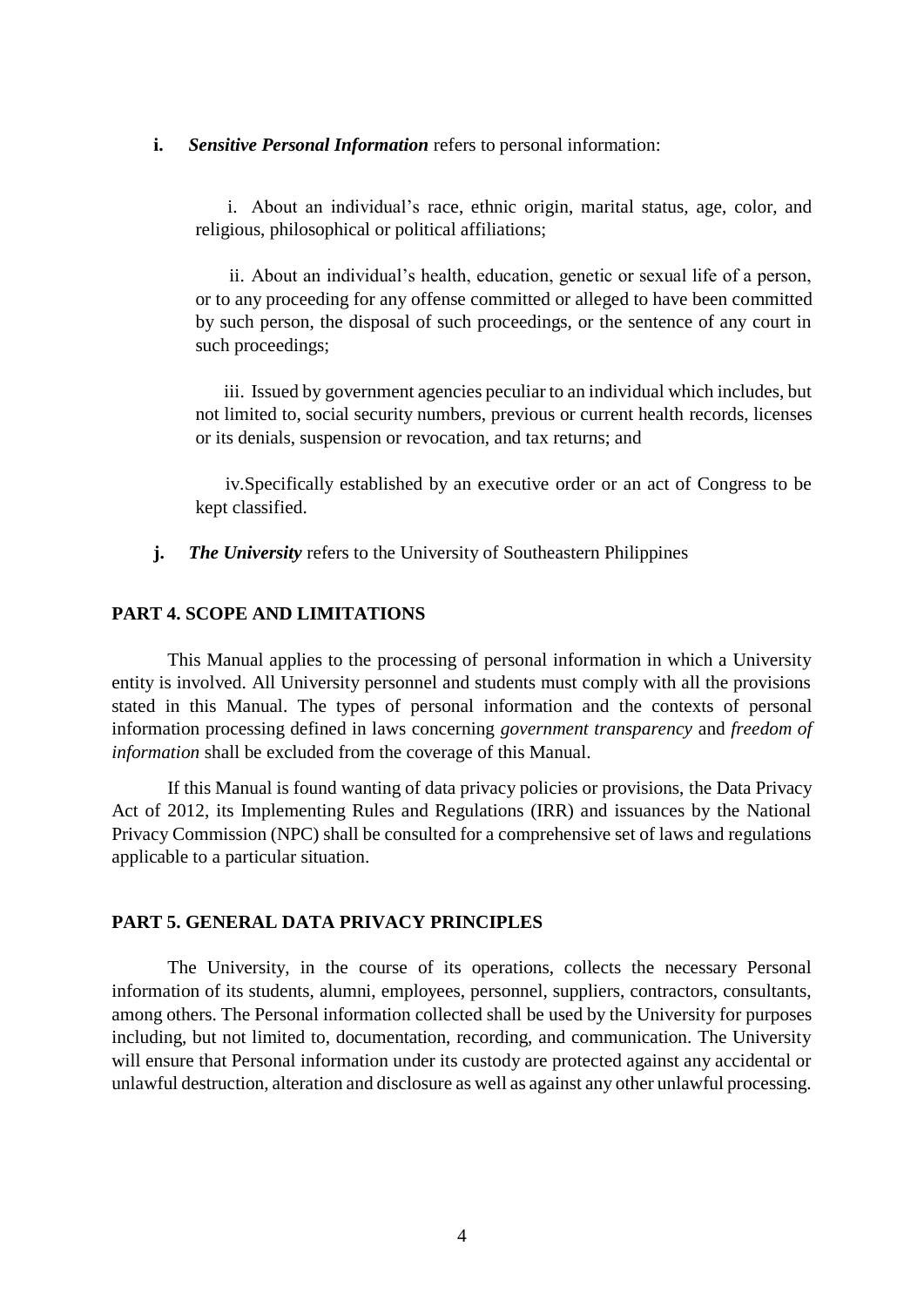**i.** ***Sensitive Personal Information*** refers to personal information:

i. About an individual's race, ethnic origin, marital status, age, color, and religious, philosophical or political affiliations;

ii. About an individual's health, education, genetic or sexual life of a person, or to any proceeding for any offense committed or alleged to have been committed by such person, the disposal of such proceedings, or the sentence of any court in such proceedings;

iii. Issued by government agencies peculiar to an individual which includes, but not limited to, social security numbers, previous or current health records, licenses or its denials, suspension or revocation, and tax returns; and

iv. Specifically established by an executive order or an act of Congress to be kept classified.

**j.** ***The University*** refers to the University of Southeastern Philippines

## PART 4. SCOPE AND LIMITATIONS

This Manual applies to the processing of personal information in which a University entity is involved. All University personnel and students must comply with all the provisions stated in this Manual. The types of personal information and the contexts of personal information processing defined in laws concerning *government transparency* and *freedom of information* shall be excluded from the coverage of this Manual.

If this Manual is found wanting of data privacy policies or provisions, the Data Privacy Act of 2012, its Implementing Rules and Regulations (IRR) and issuances by the National Privacy Commission (NPC) shall be consulted for a comprehensive set of laws and regulations applicable to a particular situation.

## PART 5. GENERAL DATA PRIVACY PRINCIPLES

The University, in the course of its operations, collects the necessary Personal information of its students, alumni, employees, personnel, suppliers, contractors, consultants, among others. The Personal information collected shall be used by the University for purposes including, but not limited to, documentation, recording, and communication. The University will ensure that Personal information under its custody are protected against any accidental or unlawful destruction, alteration and disclosure as well as against any other unlawful processing.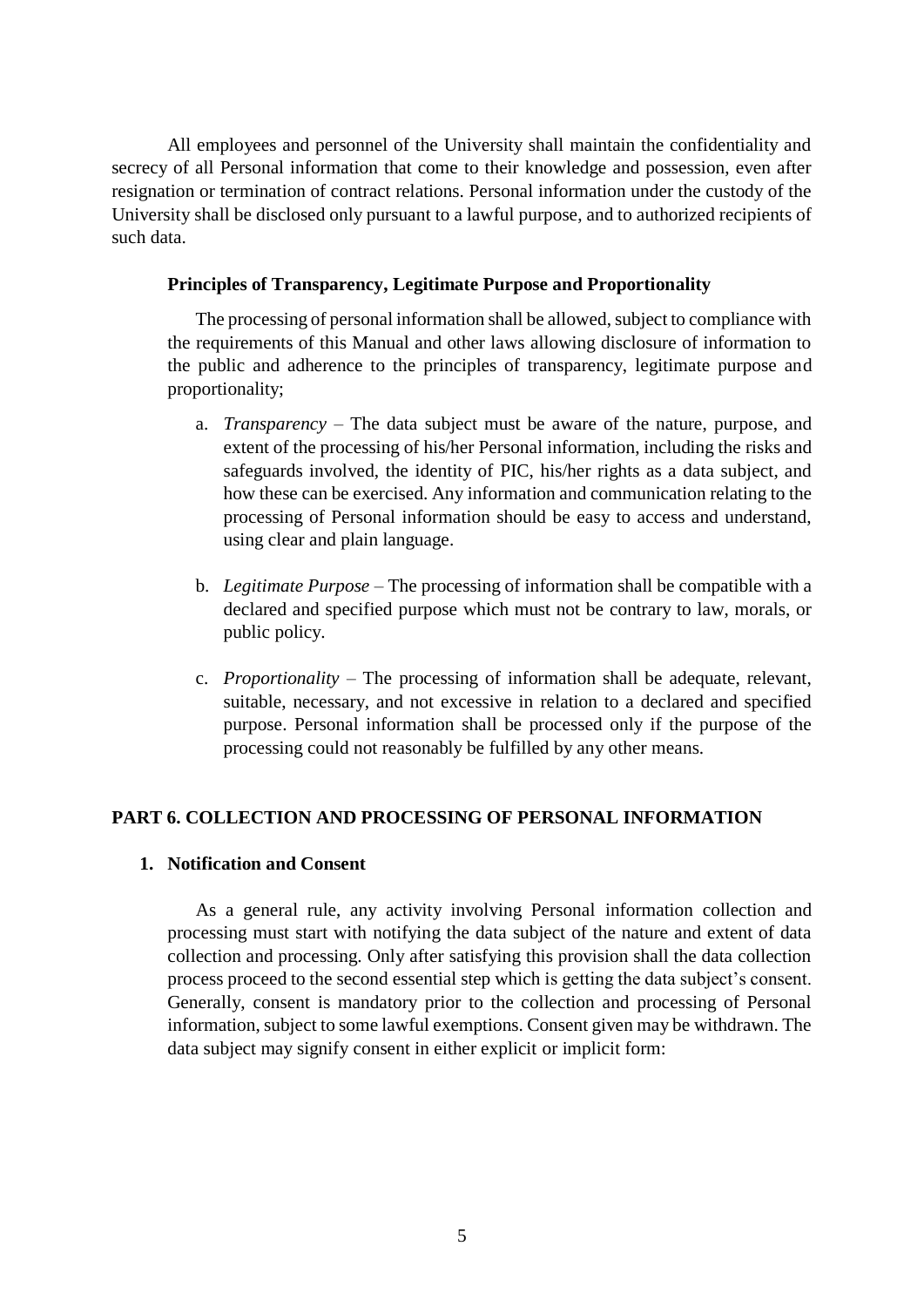All employees and personnel of the University shall maintain the confidentiality and secrecy of all Personal information that come to their knowledge and possession, even after resignation or termination of contract relations. Personal information under the custody of the University shall be disclosed only pursuant to a lawful purpose, and to authorized recipients of such data.

**Principles of Transparency, Legitimate Purpose and Proportionality**

The processing of personal information shall be allowed, subject to compliance with the requirements of this Manual and other laws allowing disclosure of information to the public and adherence to the principles of transparency, legitimate purpose and proportionality;

a. *Transparency* – The data subject must be aware of the nature, purpose, and extent of the processing of his/her Personal information, including the risks and safeguards involved, the identity of PIC, his/her rights as a data subject, and how these can be exercised. Any information and communication relating to the processing of Personal information should be easy to access and understand, using clear and plain language.

b. *Legitimate Purpose* – The processing of information shall be compatible with a declared and specified purpose which must not be contrary to law, morals, or public policy.

c. *Proportionality* – The processing of information shall be adequate, relevant, suitable, necessary, and not excessive in relation to a declared and specified purpose. Personal information shall be processed only if the purpose of the processing could not reasonably be fulfilled by any other means.

## PART 6. COLLECTION AND PROCESSING OF PERSONAL INFORMATION

### 1. Notification and Consent

As a general rule, any activity involving Personal information collection and processing must start with notifying the data subject of the nature and extent of data collection and processing. Only after satisfying this provision shall the data collection process proceed to the second essential step which is getting the data subject's consent. Generally, consent is mandatory prior to the collection and processing of Personal information, subject to some lawful exemptions. Consent given may be withdrawn. The data subject may signify consent in either explicit or implicit form: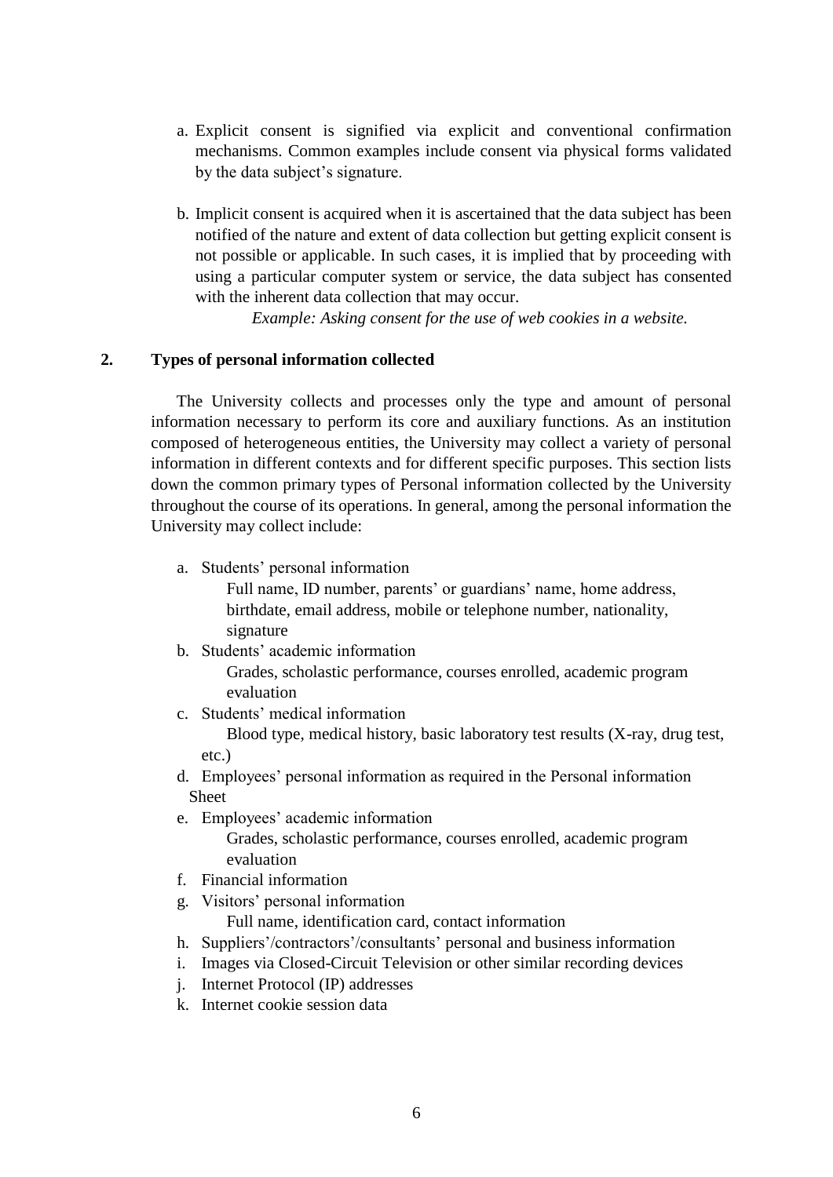a. Explicit consent is signified via explicit and conventional confirmation mechanisms. Common examples include consent via physical forms validated by the data subject's signature.

b. Implicit consent is acquired when it is ascertained that the data subject has been notified of the nature and extent of data collection but getting explicit consent is not possible or applicable. In such cases, it is implied that by proceeding with using a particular computer system or service, the data subject has consented with the inherent data collection that may occur.

   *Example: Asking consent for the use of web cookies in a website.*

## 2. Types of personal information collected

The University collects and processes only the type and amount of personal information necessary to perform its core and auxiliary functions. As an institution composed of heterogeneous entities, the University may collect a variety of personal information in different contexts and for different specific purposes. This section lists down the common primary types of Personal information collected by the University throughout the course of its operations. In general, among the personal information the University may collect include:

a. Students' personal information
   Full name, ID number, parents' or guardians' name, home address, birthdate, email address, mobile or telephone number, nationality, signature
b. Students' academic information
   Grades, scholastic performance, courses enrolled, academic program evaluation
c. Students' medical information
   Blood type, medical history, basic laboratory test results (X-ray, drug test, etc.)
d. Employees' personal information as required in the Personal information Sheet
e. Employees' academic information
   Grades, scholastic performance, courses enrolled, academic program evaluation
f. Financial information
g. Visitors' personal information
   Full name, identification card, contact information
h. Suppliers'/contractors'/consultants' personal and business information
i. Images via Closed-Circuit Television or other similar recording devices
j. Internet Protocol (IP) addresses
k. Internet cookie session data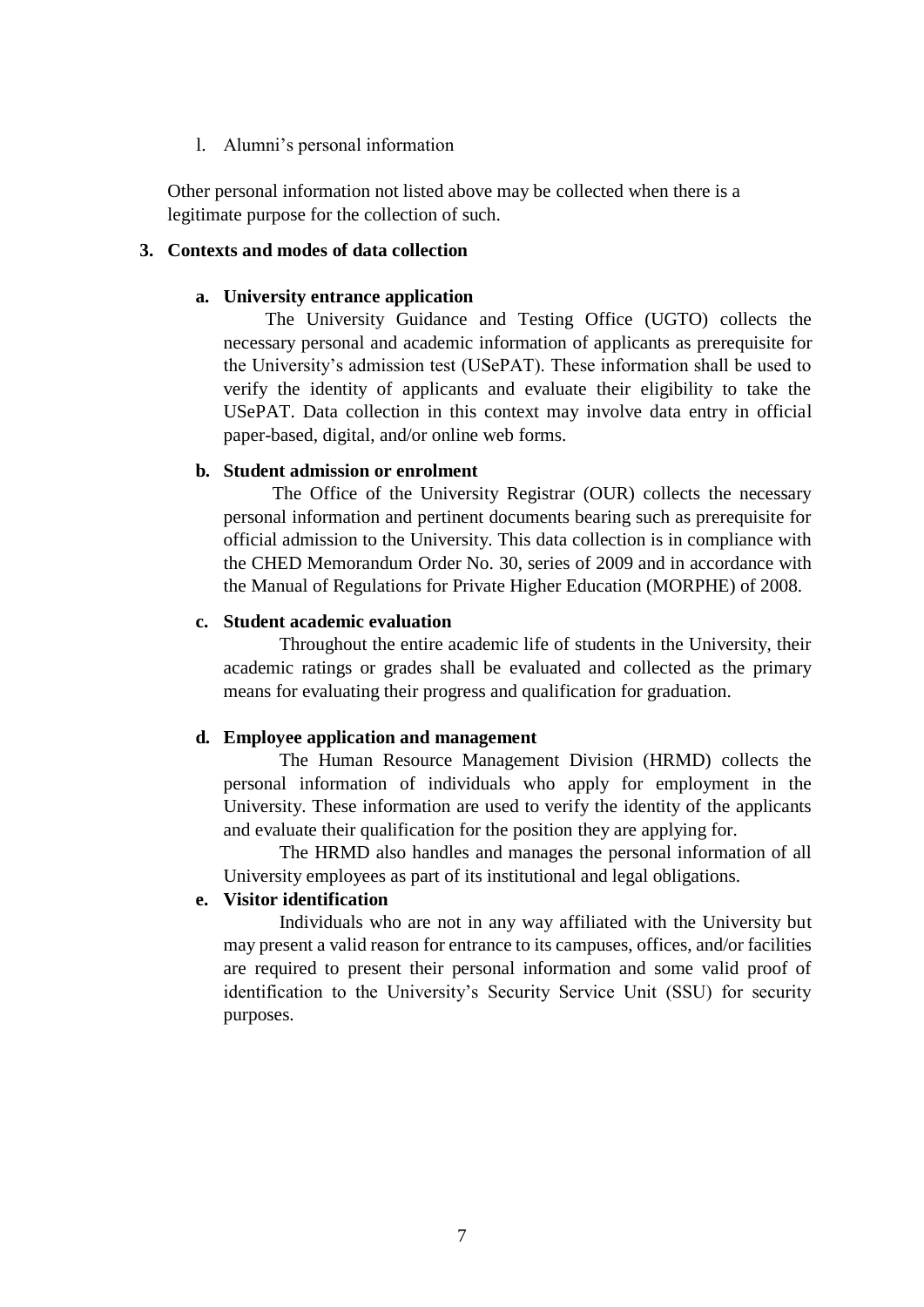l. Alumni's personal information

Other personal information not listed above may be collected when there is a legitimate purpose for the collection of such.

### 3. Contexts and modes of data collection

#### a. University entrance application

The University Guidance and Testing Office (UGTO) collects the necessary personal and academic information of applicants as prerequisite for the University's admission test (USePAT). These information shall be used to verify the identity of applicants and evaluate their eligibility to take the USePAT. Data collection in this context may involve data entry in official paper-based, digital, and/or online web forms.

#### b. Student admission or enrolment

The Office of the University Registrar (OUR) collects the necessary personal information and pertinent documents bearing such as prerequisite for official admission to the University. This data collection is in compliance with the CHED Memorandum Order No. 30, series of 2009 and in accordance with the Manual of Regulations for Private Higher Education (MORPHE) of 2008.

#### c. Student academic evaluation

Throughout the entire academic life of students in the University, their academic ratings or grades shall be evaluated and collected as the primary means for evaluating their progress and qualification for graduation.

#### d. Employee application and management

The Human Resource Management Division (HRMD) collects the personal information of individuals who apply for employment in the University. These information are used to verify the identity of the applicants and evaluate their qualification for the position they are applying for.

The HRMD also handles and manages the personal information of all University employees as part of its institutional and legal obligations.

#### e. Visitor identification

Individuals who are not in any way affiliated with the University but may present a valid reason for entrance to its campuses, offices, and/or facilities are required to present their personal information and some valid proof of identification to the University's Security Service Unit (SSU) for security purposes.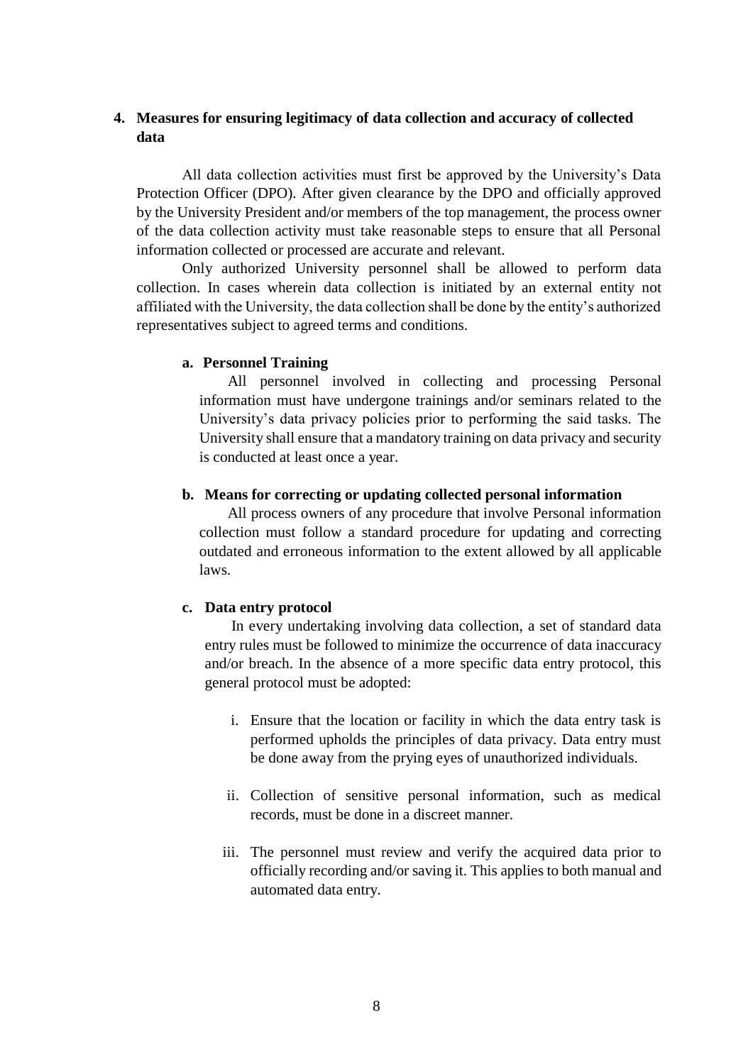## 4. Measures for ensuring legitimacy of data collection and accuracy of collected data

All data collection activities must first be approved by the University's Data Protection Officer (DPO). After given clearance by the DPO and officially approved by the University President and/or members of the top management, the process owner of the data collection activity must take reasonable steps to ensure that all Personal information collected or processed are accurate and relevant.

Only authorized University personnel shall be allowed to perform data collection. In cases wherein data collection is initiated by an external entity not affiliated with the University, the data collection shall be done by the entity's authorized representatives subject to agreed terms and conditions.

### a. Personnel Training

All personnel involved in collecting and processing Personal information must have undergone trainings and/or seminars related to the University's data privacy policies prior to performing the said tasks. The University shall ensure that a mandatory training on data privacy and security is conducted at least once a year.

### b. Means for correcting or updating collected personal information

All process owners of any procedure that involve Personal information collection must follow a standard procedure for updating and correcting outdated and erroneous information to the extent allowed by all applicable laws.

### c. Data entry protocol

In every undertaking involving data collection, a set of standard data entry rules must be followed to minimize the occurrence of data inaccuracy and/or breach. In the absence of a more specific data entry protocol, this general protocol must be adopted:

i. Ensure that the location or facility in which the data entry task is performed upholds the principles of data privacy. Data entry must be done away from the prying eyes of unauthorized individuals.

ii. Collection of sensitive personal information, such as medical records, must be done in a discreet manner.

iii. The personnel must review and verify the acquired data prior to officially recording and/or saving it. This applies to both manual and automated data entry.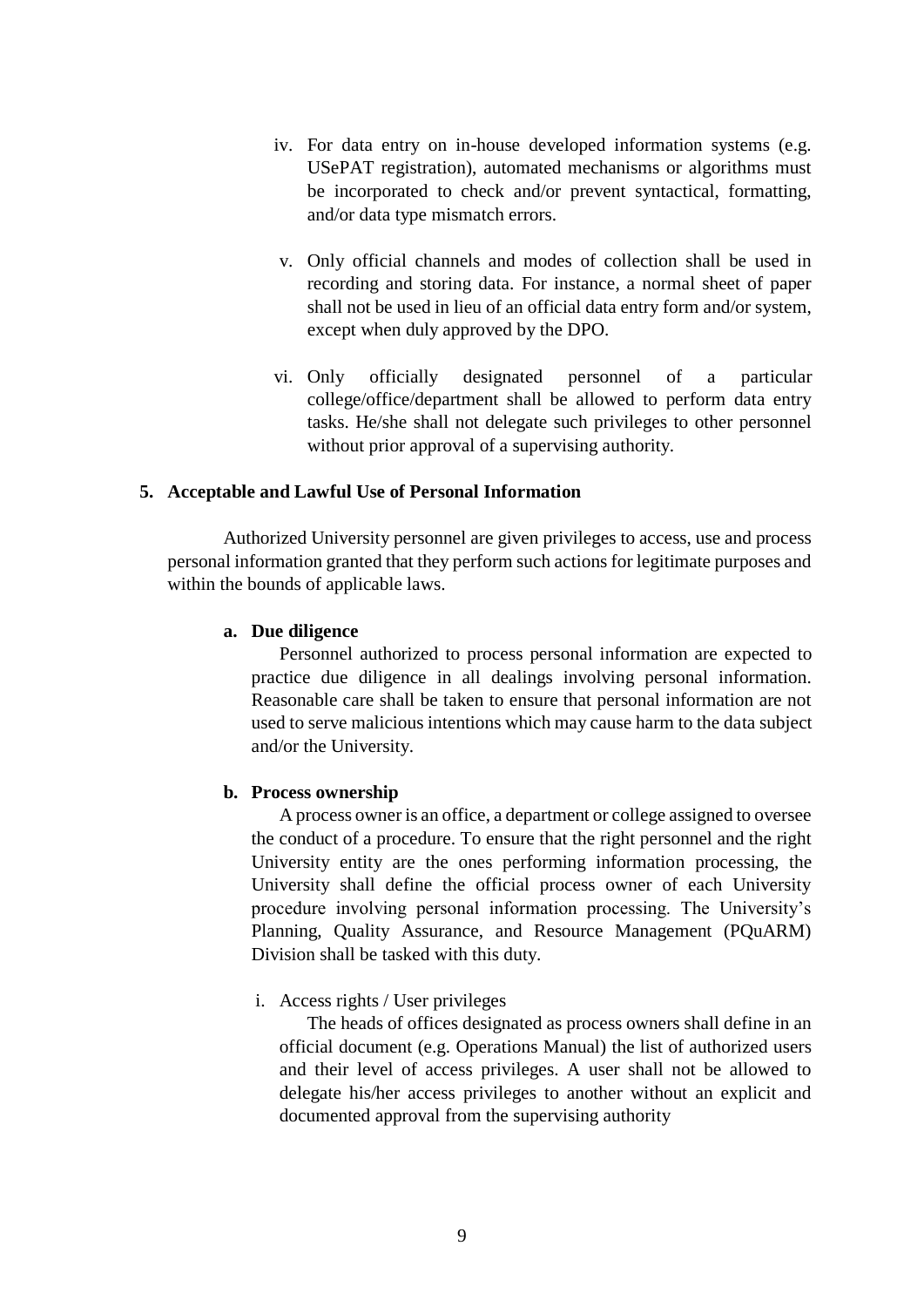iv. For data entry on in-house developed information systems (e.g. USePAT registration), automated mechanisms or algorithms must be incorporated to check and/or prevent syntactical, formatting, and/or data type mismatch errors.

v. Only official channels and modes of collection shall be used in recording and storing data. For instance, a normal sheet of paper shall not be used in lieu of an official data entry form and/or system, except when duly approved by the DPO.

vi. Only officially designated personnel of a particular college/office/department shall be allowed to perform data entry tasks. He/she shall not delegate such privileges to other personnel without prior approval of a supervising authority.

### 5. Acceptable and Lawful Use of Personal Information

Authorized University personnel are given privileges to access, use and process personal information granted that they perform such actions for legitimate purposes and within the bounds of applicable laws.

#### a. Due diligence

Personnel authorized to process personal information are expected to practice due diligence in all dealings involving personal information. Reasonable care shall be taken to ensure that personal information are not used to serve malicious intentions which may cause harm to the data subject and/or the University.

#### b. Process ownership

A process owner is an office, a department or college assigned to oversee the conduct of a procedure. To ensure that the right personnel and the right University entity are the ones performing information processing, the University shall define the official process owner of each University procedure involving personal information processing. The University's Planning, Quality Assurance, and Resource Management (PQuARM) Division shall be tasked with this duty.

i. Access rights / User privileges

The heads of offices designated as process owners shall define in an official document (e.g. Operations Manual) the list of authorized users and their level of access privileges. A user shall not be allowed to delegate his/her access privileges to another without an explicit and documented approval from the supervising authority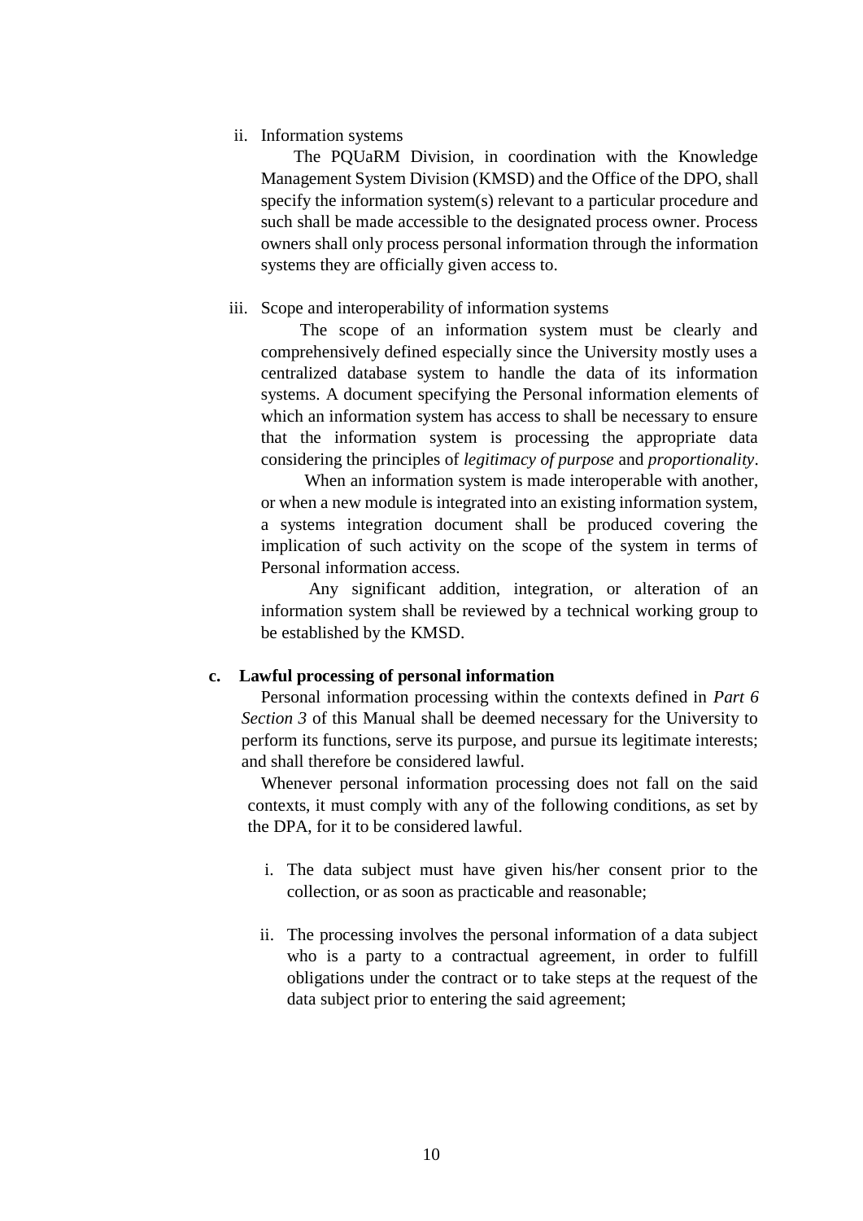ii. Information systems

The PQUaRM Division, in coordination with the Knowledge Management System Division (KMSD) and the Office of the DPO, shall specify the information system(s) relevant to a particular procedure and such shall be made accessible to the designated process owner. Process owners shall only process personal information through the information systems they are officially given access to.

iii. Scope and interoperability of information systems

The scope of an information system must be clearly and comprehensively defined especially since the University mostly uses a centralized database system to handle the data of its information systems. A document specifying the Personal information elements of which an information system has access to shall be necessary to ensure that the information system is processing the appropriate data considering the principles of *legitimacy of purpose* and *proportionality*.

When an information system is made interoperable with another, or when a new module is integrated into an existing information system, a systems integration document shall be produced covering the implication of such activity on the scope of the system in terms of Personal information access.

Any significant addition, integration, or alteration of an information system shall be reviewed by a technical working group to be established by the KMSD.

**c. Lawful processing of personal information**

Personal information processing within the contexts defined in *Part 6 Section 3* of this Manual shall be deemed necessary for the University to perform its functions, serve its purpose, and pursue its legitimate interests; and shall therefore be considered lawful.

Whenever personal information processing does not fall on the said contexts, it must comply with any of the following conditions, as set by the DPA, for it to be considered lawful.

i. The data subject must have given his/her consent prior to the collection, or as soon as practicable and reasonable;

ii. The processing involves the personal information of a data subject who is a party to a contractual agreement, in order to fulfill obligations under the contract or to take steps at the request of the data subject prior to entering the said agreement;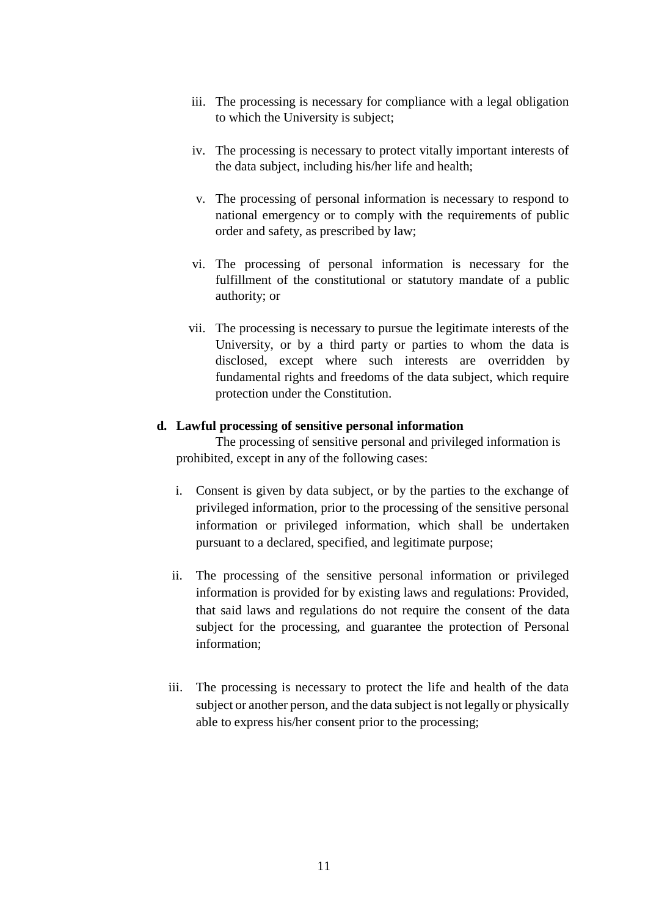iii. The processing is necessary for compliance with a legal obligation to which the University is subject;

iv. The processing is necessary to protect vitally important interests of the data subject, including his/her life and health;

v. The processing of personal information is necessary to respond to national emergency or to comply with the requirements of public order and safety, as prescribed by law;

vi. The processing of personal information is necessary for the fulfillment of the constitutional or statutory mandate of a public authority; or

vii. The processing is necessary to pursue the legitimate interests of the University, or by a third party or parties to whom the data is disclosed, except where such interests are overridden by fundamental rights and freedoms of the data subject, which require protection under the Constitution.

**d. Lawful processing of sensitive personal information**

The processing of sensitive personal and privileged information is prohibited, except in any of the following cases:

i. Consent is given by data subject, or by the parties to the exchange of privileged information, prior to the processing of the sensitive personal information or privileged information, which shall be undertaken pursuant to a declared, specified, and legitimate purpose;

ii. The processing of the sensitive personal information or privileged information is provided for by existing laws and regulations: Provided, that said laws and regulations do not require the consent of the data subject for the processing, and guarantee the protection of Personal information;

iii. The processing is necessary to protect the life and health of the data subject or another person, and the data subject is not legally or physically able to express his/her consent prior to the processing;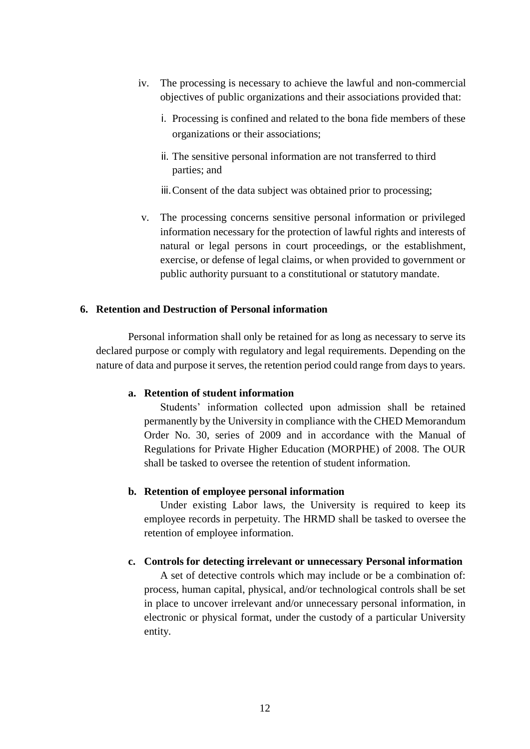iv. The processing is necessary to achieve the lawful and non-commercial objectives of public organizations and their associations provided that:

   i. Processing is confined and related to the bona fide members of these organizations or their associations;

   ii. The sensitive personal information are not transferred to third parties; and

   iii. Consent of the data subject was obtained prior to processing;

v. The processing concerns sensitive personal information or privileged information necessary for the protection of lawful rights and interests of natural or legal persons in court proceedings, or the establishment, exercise, or defense of legal claims, or when provided to government or public authority pursuant to a constitutional or statutory mandate.

## 6. Retention and Destruction of Personal information

Personal information shall only be retained for as long as necessary to serve its declared purpose or comply with regulatory and legal requirements. Depending on the nature of data and purpose it serves, the retention period could range from days to years.

### a. Retention of student information

Students' information collected upon admission shall be retained permanently by the University in compliance with the CHED Memorandum Order No. 30, series of 2009 and in accordance with the Manual of Regulations for Private Higher Education (MORPHE) of 2008. The OUR shall be tasked to oversee the retention of student information.

### b. Retention of employee personal information

Under existing Labor laws, the University is required to keep its employee records in perpetuity. The HRMD shall be tasked to oversee the retention of employee information.

### c. Controls for detecting irrelevant or unnecessary Personal information

A set of detective controls which may include or be a combination of: process, human capital, physical, and/or technological controls shall be set in place to uncover irrelevant and/or unnecessary personal information, in electronic or physical format, under the custody of a particular University entity.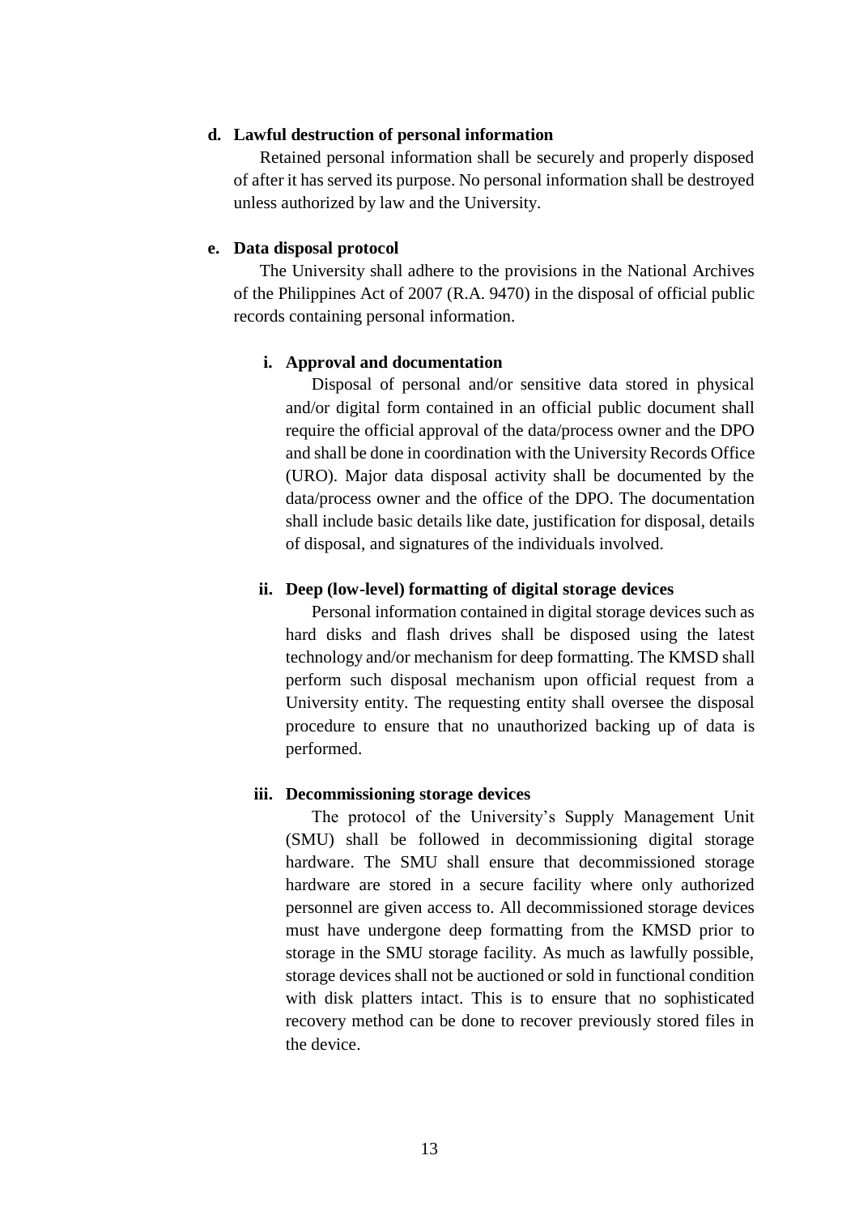**d. Lawful destruction of personal information**

Retained personal information shall be securely and properly disposed of after it has served its purpose. No personal information shall be destroyed unless authorized by law and the University.

**e. Data disposal protocol**

The University shall adhere to the provisions in the National Archives of the Philippines Act of 2007 (R.A. 9470) in the disposal of official public records containing personal information.

**i. Approval and documentation**

Disposal of personal and/or sensitive data stored in physical and/or digital form contained in an official public document shall require the official approval of the data/process owner and the DPO and shall be done in coordination with the University Records Office (URO). Major data disposal activity shall be documented by the data/process owner and the office of the DPO. The documentation shall include basic details like date, justification for disposal, details of disposal, and signatures of the individuals involved.

**ii. Deep (low-level) formatting of digital storage devices**

Personal information contained in digital storage devices such as hard disks and flash drives shall be disposed using the latest technology and/or mechanism for deep formatting. The KMSD shall perform such disposal mechanism upon official request from a University entity. The requesting entity shall oversee the disposal procedure to ensure that no unauthorized backing up of data is performed.

**iii. Decommissioning storage devices**

The protocol of the University's Supply Management Unit (SMU) shall be followed in decommissioning digital storage hardware. The SMU shall ensure that decommissioned storage hardware are stored in a secure facility where only authorized personnel are given access to. All decommissioned storage devices must have undergone deep formatting from the KMSD prior to storage in the SMU storage facility. As much as lawfully possible, storage devices shall not be auctioned or sold in functional condition with disk platters intact. This is to ensure that no sophisticated recovery method can be done to recover previously stored files in the device.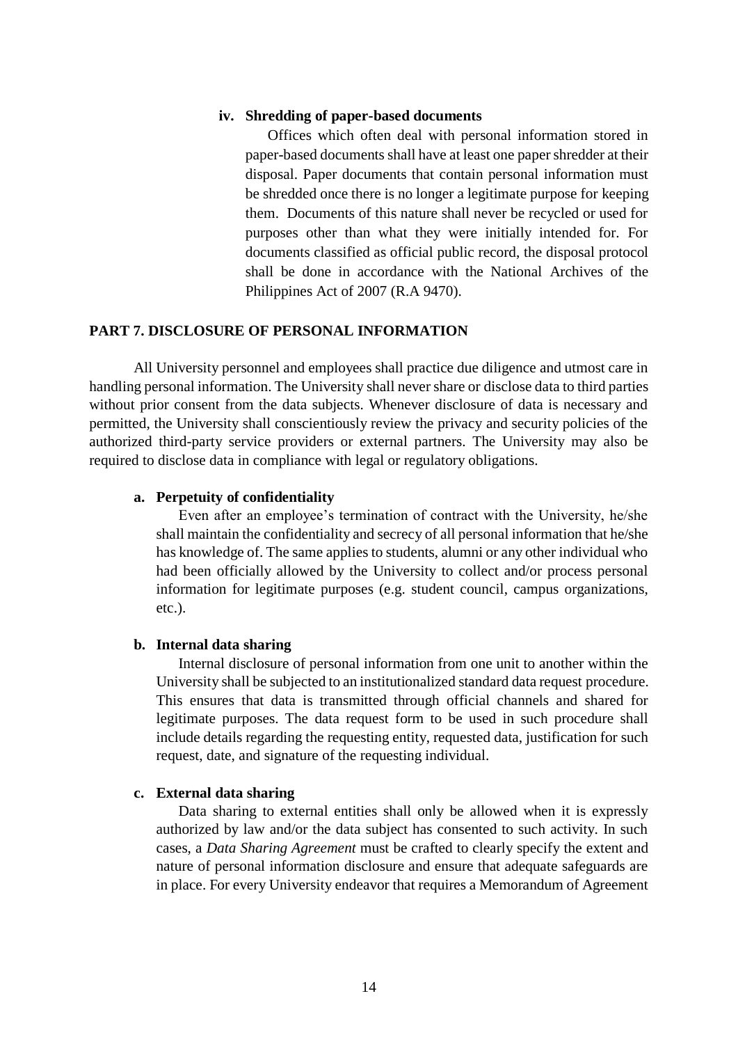#### iv. Shredding of paper-based documents

Offices which often deal with personal information stored in paper-based documents shall have at least one paper shredder at their disposal. Paper documents that contain personal information must be shredded once there is no longer a legitimate purpose for keeping them. Documents of this nature shall never be recycled or used for purposes other than what they were initially intended for. For documents classified as official public record, the disposal protocol shall be done in accordance with the National Archives of the Philippines Act of 2007 (R.A 9470).

## PART 7. DISCLOSURE OF PERSONAL INFORMATION

All University personnel and employees shall practice due diligence and utmost care in handling personal information. The University shall never share or disclose data to third parties without prior consent from the data subjects. Whenever disclosure of data is necessary and permitted, the University shall conscientiously review the privacy and security policies of the authorized third-party service providers or external partners. The University may also be required to disclose data in compliance with legal or regulatory obligations.

### a. Perpetuity of confidentiality

Even after an employee's termination of contract with the University, he/she shall maintain the confidentiality and secrecy of all personal information that he/she has knowledge of. The same applies to students, alumni or any other individual who had been officially allowed by the University to collect and/or process personal information for legitimate purposes (e.g. student council, campus organizations, etc.).

### b. Internal data sharing

Internal disclosure of personal information from one unit to another within the University shall be subjected to an institutionalized standard data request procedure. This ensures that data is transmitted through official channels and shared for legitimate purposes. The data request form to be used in such procedure shall include details regarding the requesting entity, requested data, justification for such request, date, and signature of the requesting individual.

### c. External data sharing

Data sharing to external entities shall only be allowed when it is expressly authorized by law and/or the data subject has consented to such activity. In such cases, a *Data Sharing Agreement* must be crafted to clearly specify the extent and nature of personal information disclosure and ensure that adequate safeguards are in place. For every University endeavor that requires a Memorandum of Agreement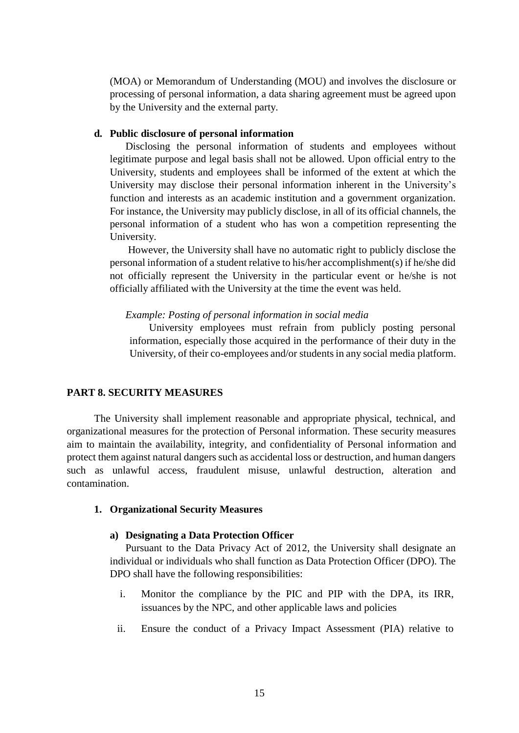(MOA) or Memorandum of Understanding (MOU) and involves the disclosure or processing of personal information, a data sharing agreement must be agreed upon by the University and the external party.

**d. Public disclosure of personal information**

Disclosing the personal information of students and employees without legitimate purpose and legal basis shall not be allowed. Upon official entry to the University, students and employees shall be informed of the extent at which the University may disclose their personal information inherent in the University's function and interests as an academic institution and a government organization. For instance, the University may publicly disclose, in all of its official channels, the personal information of a student who has won a competition representing the University.

However, the University shall have no automatic right to publicly disclose the personal information of a student relative to his/her accomplishment(s) if he/she did not officially represent the University in the particular event or he/she is not officially affiliated with the University at the time the event was held.

*Example: Posting of personal information in social media*

University employees must refrain from publicly posting personal information, especially those acquired in the performance of their duty in the University, of their co-employees and/or students in any social media platform.

## PART 8. SECURITY MEASURES

The University shall implement reasonable and appropriate physical, technical, and organizational measures for the protection of Personal information. These security measures aim to maintain the availability, integrity, and confidentiality of Personal information and protect them against natural dangers such as accidental loss or destruction, and human dangers such as unlawful access, fraudulent misuse, unlawful destruction, alteration and contamination.

### 1. Organizational Security Measures

**a) Designating a Data Protection Officer**

Pursuant to the Data Privacy Act of 2012, the University shall designate an individual or individuals who shall function as Data Protection Officer (DPO). The DPO shall have the following responsibilities:

i. Monitor the compliance by the PIC and PIP with the DPA, its IRR, issuances by the NPC, and other applicable laws and policies

ii. Ensure the conduct of a Privacy Impact Assessment (PIA) relative to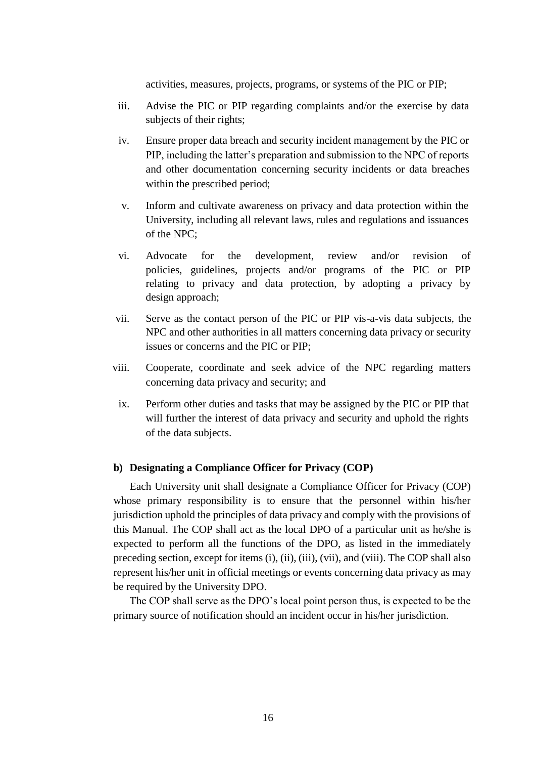activities, measures, projects, programs, or systems of the PIC or PIP;

iii. Advise the PIC or PIP regarding complaints and/or the exercise by data subjects of their rights;

iv. Ensure proper data breach and security incident management by the PIC or PIP, including the latter's preparation and submission to the NPC of reports and other documentation concerning security incidents or data breaches within the prescribed period;

v. Inform and cultivate awareness on privacy and data protection within the University, including all relevant laws, rules and regulations and issuances of the NPC;

vi. Advocate for the development, review and/or revision of policies, guidelines, projects and/or programs of the PIC or PIP relating to privacy and data protection, by adopting a privacy by design approach;

vii. Serve as the contact person of the PIC or PIP vis-a-vis data subjects, the NPC and other authorities in all matters concerning data privacy or security issues or concerns and the PIC or PIP;

viii. Cooperate, coordinate and seek advice of the NPC regarding matters concerning data privacy and security; and

ix. Perform other duties and tasks that may be assigned by the PIC or PIP that will further the interest of data privacy and security and uphold the rights of the data subjects.

**b) Designating a Compliance Officer for Privacy (COP)**

Each University unit shall designate a Compliance Officer for Privacy (COP) whose primary responsibility is to ensure that the personnel within his/her jurisdiction uphold the principles of data privacy and comply with the provisions of this Manual. The COP shall act as the local DPO of a particular unit as he/she is expected to perform all the functions of the DPO, as listed in the immediately preceding section, except for items (i), (ii), (iii), (vii), and (viii). The COP shall also represent his/her unit in official meetings or events concerning data privacy as may be required by the University DPO.

The COP shall serve as the DPO's local point person thus, is expected to be the primary source of notification should an incident occur in his/her jurisdiction.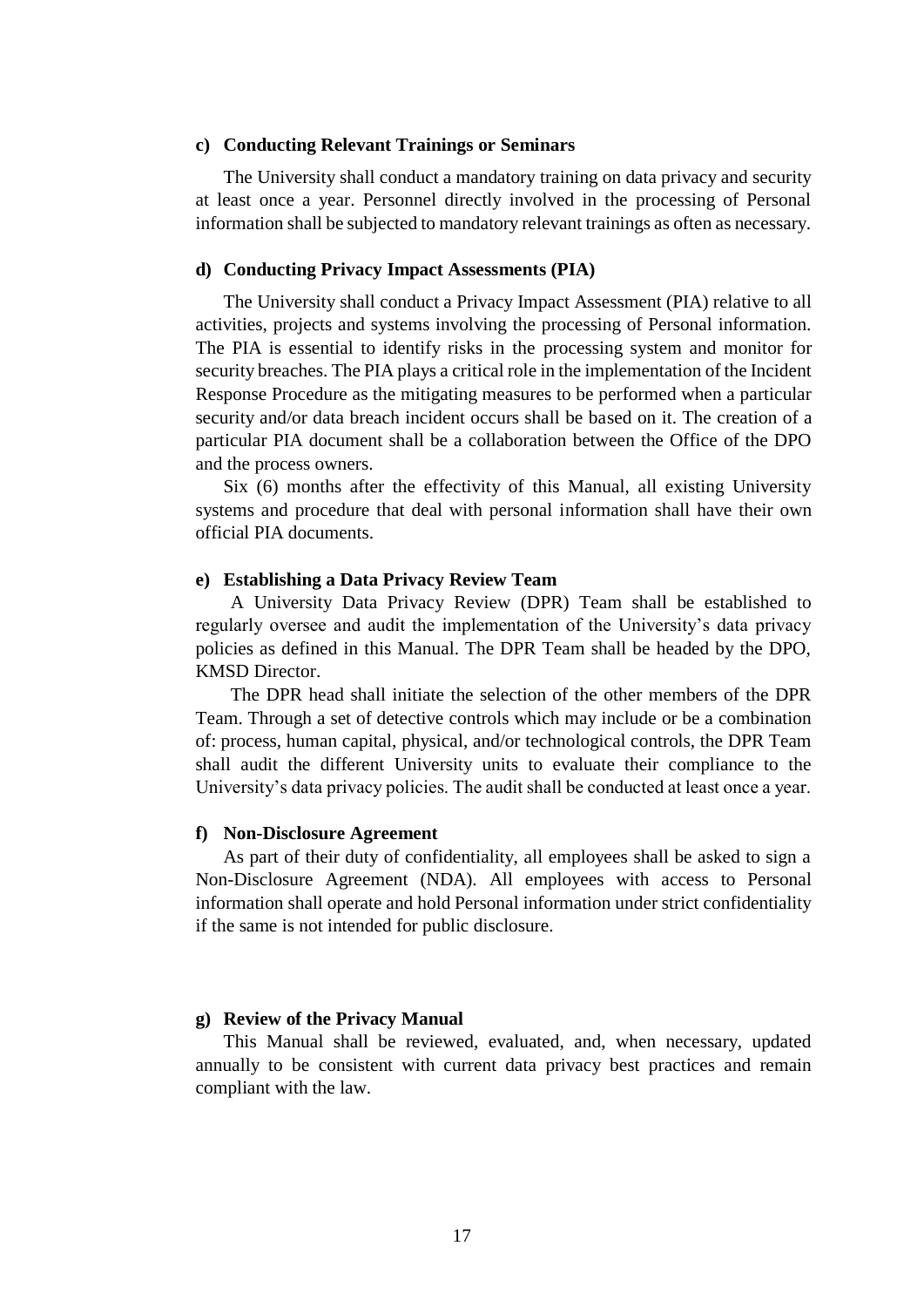#### c) Conducting Relevant Trainings or Seminars

The University shall conduct a mandatory training on data privacy and security at least once a year. Personnel directly involved in the processing of Personal information shall be subjected to mandatory relevant trainings as often as necessary.

#### d) Conducting Privacy Impact Assessments (PIA)

The University shall conduct a Privacy Impact Assessment (PIA) relative to all activities, projects and systems involving the processing of Personal information. The PIA is essential to identify risks in the processing system and monitor for security breaches. The PIA plays a critical role in the implementation of the Incident Response Procedure as the mitigating measures to be performed when a particular security and/or data breach incident occurs shall be based on it. The creation of a particular PIA document shall be a collaboration between the Office of the DPO and the process owners.

Six (6) months after the effectivity of this Manual, all existing University systems and procedure that deal with personal information shall have their own official PIA documents.

#### e) Establishing a Data Privacy Review Team

A University Data Privacy Review (DPR) Team shall be established to regularly oversee and audit the implementation of the University's data privacy policies as defined in this Manual. The DPR Team shall be headed by the DPO, KMSD Director.

The DPR head shall initiate the selection of the other members of the DPR Team. Through a set of detective controls which may include or be a combination of: process, human capital, physical, and/or technological controls, the DPR Team shall audit the different University units to evaluate their compliance to the University's data privacy policies. The audit shall be conducted at least once a year.

#### f) Non-Disclosure Agreement

As part of their duty of confidentiality, all employees shall be asked to sign a Non-Disclosure Agreement (NDA). All employees with access to Personal information shall operate and hold Personal information under strict confidentiality if the same is not intended for public disclosure.

#### g) Review of the Privacy Manual

This Manual shall be reviewed, evaluated, and, when necessary, updated annually to be consistent with current data privacy best practices and remain compliant with the law.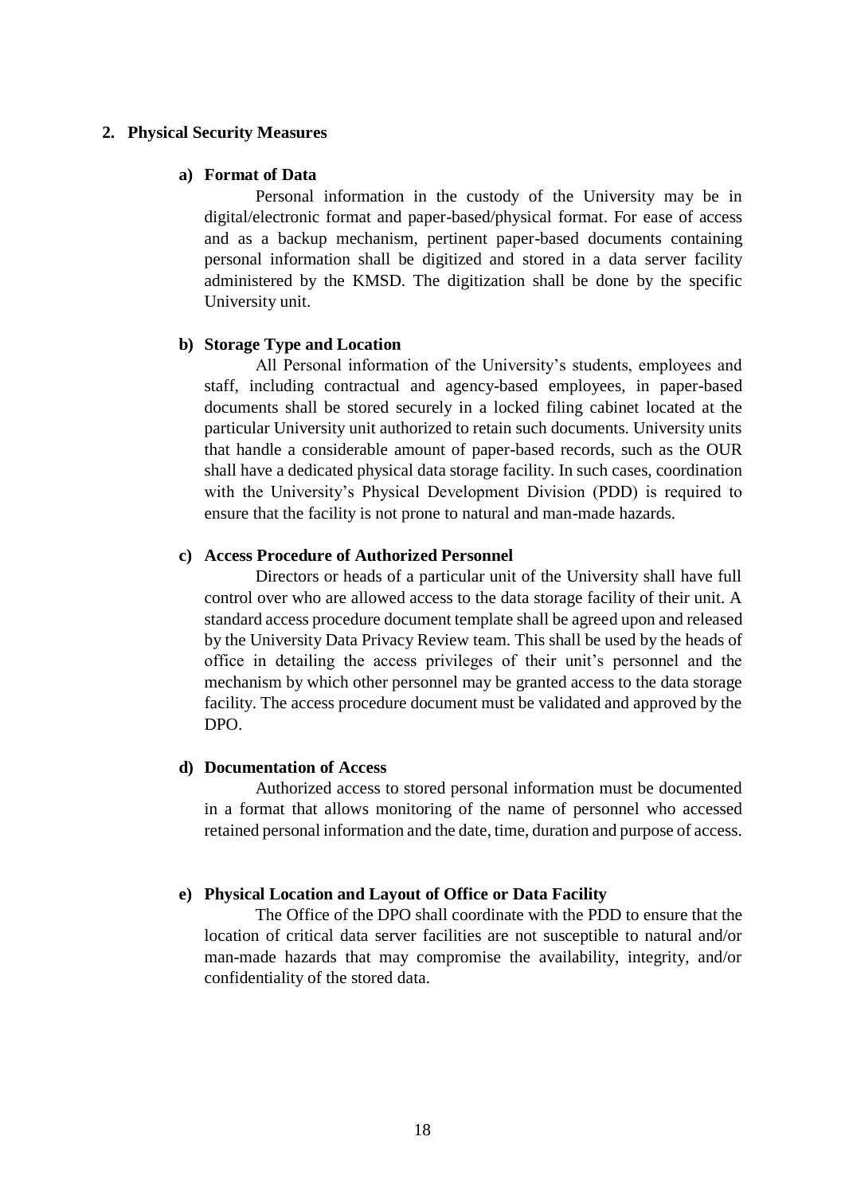## 2. Physical Security Measures

### a) Format of Data

Personal information in the custody of the University may be in digital/electronic format and paper-based/physical format. For ease of access and as a backup mechanism, pertinent paper-based documents containing personal information shall be digitized and stored in a data server facility administered by the KMSD. The digitization shall be done by the specific University unit.

### b) Storage Type and Location

All Personal information of the University's students, employees and staff, including contractual and agency-based employees, in paper-based documents shall be stored securely in a locked filing cabinet located at the particular University unit authorized to retain such documents. University units that handle a considerable amount of paper-based records, such as the OUR shall have a dedicated physical data storage facility. In such cases, coordination with the University's Physical Development Division (PDD) is required to ensure that the facility is not prone to natural and man-made hazards.

### c) Access Procedure of Authorized Personnel

Directors or heads of a particular unit of the University shall have full control over who are allowed access to the data storage facility of their unit. A standard access procedure document template shall be agreed upon and released by the University Data Privacy Review team. This shall be used by the heads of office in detailing the access privileges of their unit's personnel and the mechanism by which other personnel may be granted access to the data storage facility. The access procedure document must be validated and approved by the DPO.

### d) Documentation of Access

Authorized access to stored personal information must be documented in a format that allows monitoring of the name of personnel who accessed retained personal information and the date, time, duration and purpose of access.

### e) Physical Location and Layout of Office or Data Facility

The Office of the DPO shall coordinate with the PDD to ensure that the location of critical data server facilities are not susceptible to natural and/or man-made hazards that may compromise the availability, integrity, and/or confidentiality of the stored data.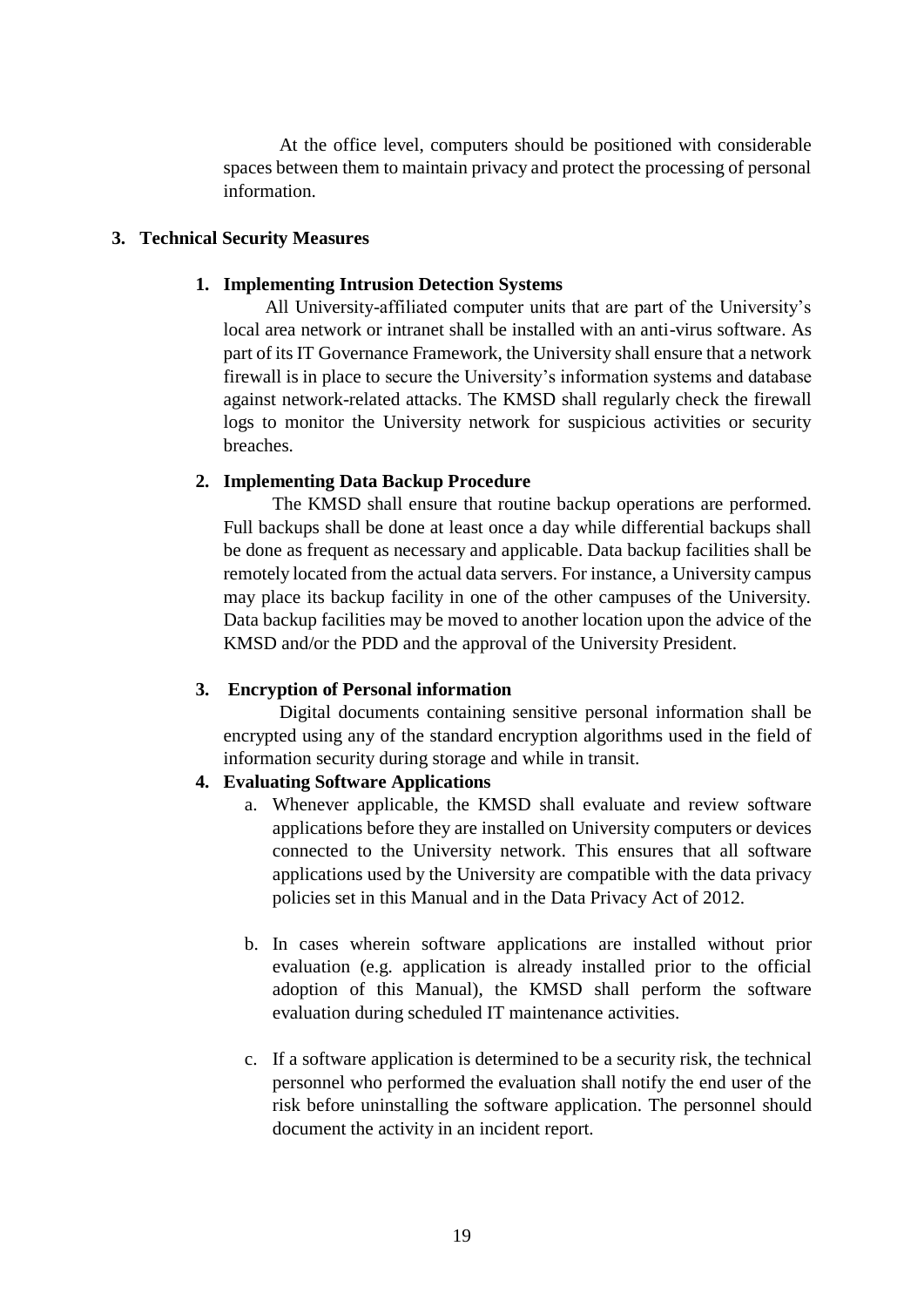At the office level, computers should be positioned with considerable spaces between them to maintain privacy and protect the processing of personal information.

### 3. Technical Security Measures

#### 1. Implementing Intrusion Detection Systems

All University-affiliated computer units that are part of the University's local area network or intranet shall be installed with an anti-virus software. As part of its IT Governance Framework, the University shall ensure that a network firewall is in place to secure the University's information systems and database against network-related attacks. The KMSD shall regularly check the firewall logs to monitor the University network for suspicious activities or security breaches.

#### 2. Implementing Data Backup Procedure

The KMSD shall ensure that routine backup operations are performed. Full backups shall be done at least once a day while differential backups shall be done as frequent as necessary and applicable. Data backup facilities shall be remotely located from the actual data servers. For instance, a University campus may place its backup facility in one of the other campuses of the University. Data backup facilities may be moved to another location upon the advice of the KMSD and/or the PDD and the approval of the University President.

#### 3. Encryption of Personal information

Digital documents containing sensitive personal information shall be encrypted using any of the standard encryption algorithms used in the field of information security during storage and while in transit.

#### 4. Evaluating Software Applications

a. Whenever applicable, the KMSD shall evaluate and review software applications before they are installed on University computers or devices connected to the University network. This ensures that all software applications used by the University are compatible with the data privacy policies set in this Manual and in the Data Privacy Act of 2012.

b. In cases wherein software applications are installed without prior evaluation (e.g. application is already installed prior to the official adoption of this Manual), the KMSD shall perform the software evaluation during scheduled IT maintenance activities.

c. If a software application is determined to be a security risk, the technical personnel who performed the evaluation shall notify the end user of the risk before uninstalling the software application. The personnel should document the activity in an incident report.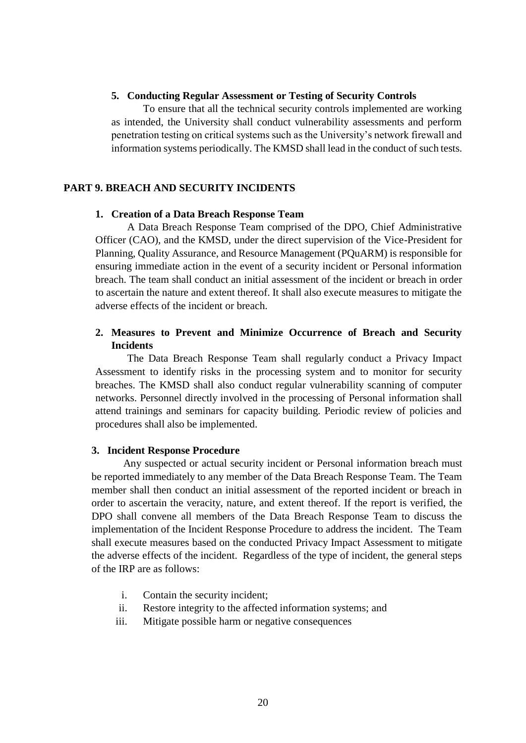### 5. Conducting Regular Assessment or Testing of Security Controls

To ensure that all the technical security controls implemented are working as intended, the University shall conduct vulnerability assessments and perform penetration testing on critical systems such as the University's network firewall and information systems periodically. The KMSD shall lead in the conduct of such tests.

## PART 9. BREACH AND SECURITY INCIDENTS

### 1. Creation of a Data Breach Response Team

A Data Breach Response Team comprised of the DPO, Chief Administrative Officer (CAO), and the KMSD, under the direct supervision of the Vice-President for Planning, Quality Assurance, and Resource Management (PQuARM) is responsible for ensuring immediate action in the event of a security incident or Personal information breach. The team shall conduct an initial assessment of the incident or breach in order to ascertain the nature and extent thereof. It shall also execute measures to mitigate the adverse effects of the incident or breach.

### 2. Measures to Prevent and Minimize Occurrence of Breach and Security Incidents

The Data Breach Response Team shall regularly conduct a Privacy Impact Assessment to identify risks in the processing system and to monitor for security breaches. The KMSD shall also conduct regular vulnerability scanning of computer networks. Personnel directly involved in the processing of Personal information shall attend trainings and seminars for capacity building. Periodic review of policies and procedures shall also be implemented.

### 3. Incident Response Procedure

Any suspected or actual security incident or Personal information breach must be reported immediately to any member of the Data Breach Response Team. The Team member shall then conduct an initial assessment of the reported incident or breach in order to ascertain the veracity, nature, and extent thereof. If the report is verified, the DPO shall convene all members of the Data Breach Response Team to discuss the implementation of the Incident Response Procedure to address the incident. The Team shall execute measures based on the conducted Privacy Impact Assessment to mitigate the adverse effects of the incident. Regardless of the type of incident, the general steps of the IRP are as follows:

i. Contain the security incident;
ii. Restore integrity to the affected information systems; and
iii. Mitigate possible harm or negative consequences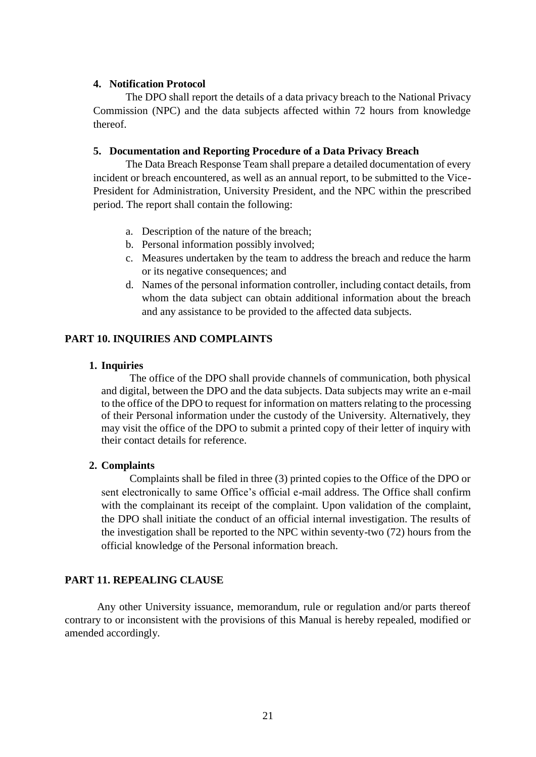**4. Notification Protocol**

The DPO shall report the details of a data privacy breach to the National Privacy Commission (NPC) and the data subjects affected within 72 hours from knowledge thereof.

**5. Documentation and Reporting Procedure of a Data Privacy Breach**

The Data Breach Response Team shall prepare a detailed documentation of every incident or breach encountered, as well as an annual report, to be submitted to the Vice-President for Administration, University President, and the NPC within the prescribed period. The report shall contain the following:

a. Description of the nature of the breach;
b. Personal information possibly involved;
c. Measures undertaken by the team to address the breach and reduce the harm or its negative consequences; and
d. Names of the personal information controller, including contact details, from whom the data subject can obtain additional information about the breach and any assistance to be provided to the affected data subjects.

## PART 10. INQUIRIES AND COMPLAINTS

**1. Inquiries**

The office of the DPO shall provide channels of communication, both physical and digital, between the DPO and the data subjects. Data subjects may write an e-mail to the office of the DPO to request for information on matters relating to the processing of their Personal information under the custody of the University. Alternatively, they may visit the office of the DPO to submit a printed copy of their letter of inquiry with their contact details for reference.

**2. Complaints**

Complaints shall be filed in three (3) printed copies to the Office of the DPO or sent electronically to same Office's official e-mail address. The Office shall confirm with the complainant its receipt of the complaint. Upon validation of the complaint, the DPO shall initiate the conduct of an official internal investigation. The results of the investigation shall be reported to the NPC within seventy-two (72) hours from the official knowledge of the Personal information breach.

## PART 11. REPEALING CLAUSE

Any other University issuance, memorandum, rule or regulation and/or parts thereof contrary to or inconsistent with the provisions of this Manual is hereby repealed, modified or amended accordingly.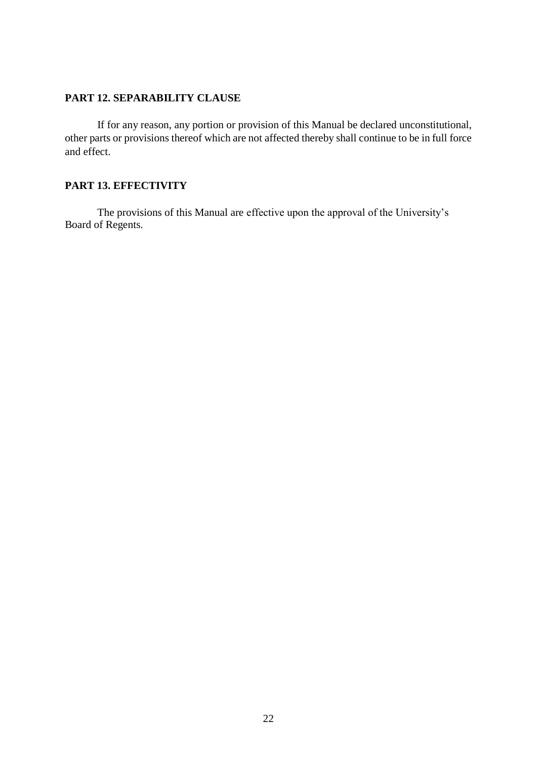## PART 12. SEPARABILITY CLAUSE

If for any reason, any portion or provision of this Manual be declared unconstitutional, other parts or provisions thereof which are not affected thereby shall continue to be in full force and effect.

## PART 13. EFFECTIVITY

The provisions of this Manual are effective upon the approval of the University's Board of Regents.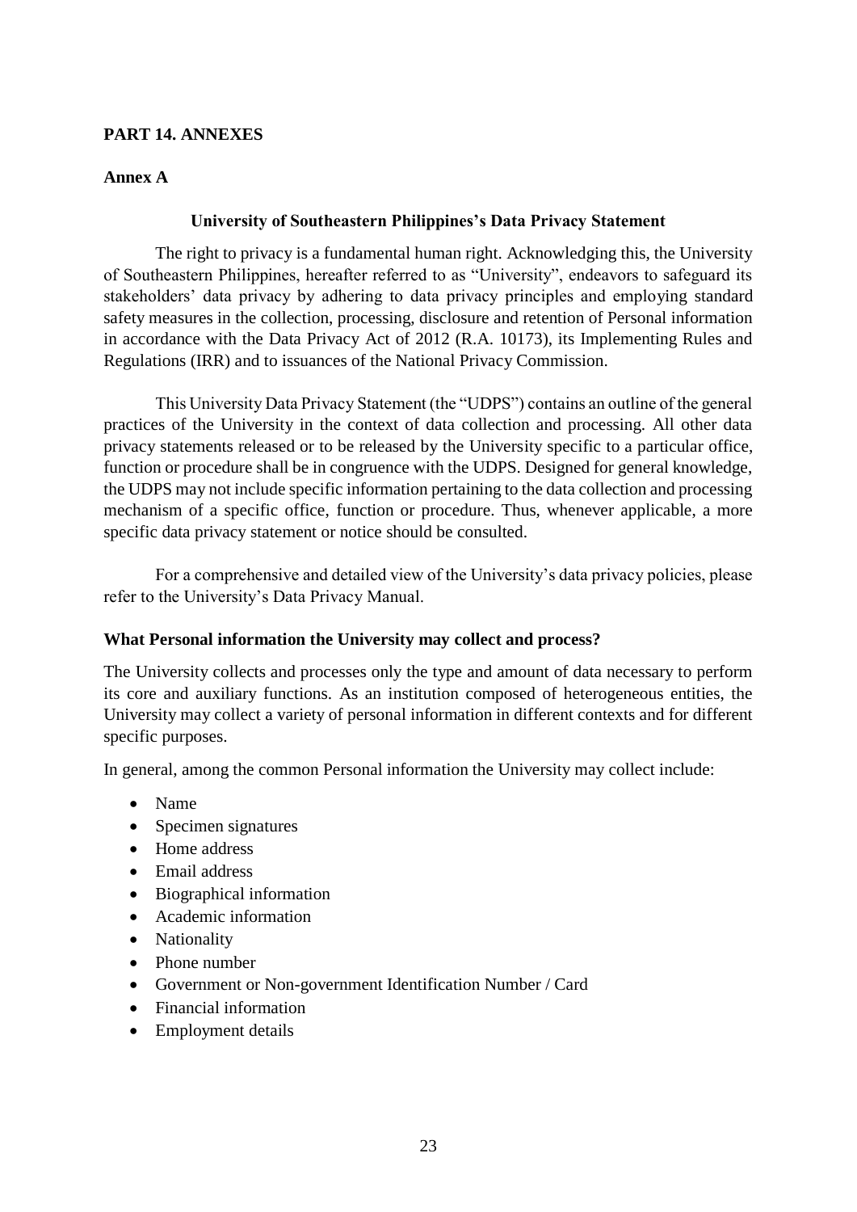**PART 14. ANNEXES**

**Annex A**

**University of Southeastern Philippines's Data Privacy Statement**

The right to privacy is a fundamental human right. Acknowledging this, the University of Southeastern Philippines, hereafter referred to as "University", endeavors to safeguard its stakeholders' data privacy by adhering to data privacy principles and employing standard safety measures in the collection, processing, disclosure and retention of Personal information in accordance with the Data Privacy Act of 2012 (R.A. 10173), its Implementing Rules and Regulations (IRR) and to issuances of the National Privacy Commission.

This University Data Privacy Statement (the "UDPS") contains an outline of the general practices of the University in the context of data collection and processing. All other data privacy statements released or to be released by the University specific to a particular office, function or procedure shall be in congruence with the UDPS. Designed for general knowledge, the UDPS may not include specific information pertaining to the data collection and processing mechanism of a specific office, function or procedure. Thus, whenever applicable, a more specific data privacy statement or notice should be consulted.

For a comprehensive and detailed view of the University's data privacy policies, please refer to the University's Data Privacy Manual.

**What Personal information the University may collect and process?**

The University collects and processes only the type and amount of data necessary to perform its core and auxiliary functions. As an institution composed of heterogeneous entities, the University may collect a variety of personal information in different contexts and for different specific purposes.

In general, among the common Personal information the University may collect include:

- Name
- Specimen signatures
- Home address
- Email address
- Biographical information
- Academic information
- Nationality
- Phone number
- Government or Non-government Identification Number / Card
- Financial information
- Employment details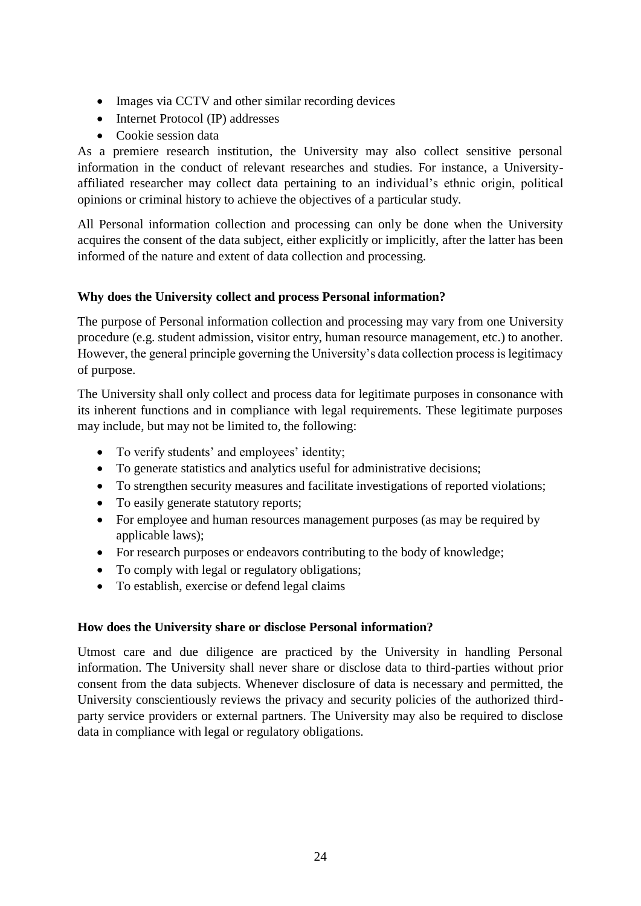- Images via CCTV and other similar recording devices
- Internet Protocol (IP) addresses
- Cookie session data

As a premiere research institution, the University may also collect sensitive personal information in the conduct of relevant researches and studies. For instance, a University-affiliated researcher may collect data pertaining to an individual's ethnic origin, political opinions or criminal history to achieve the objectives of a particular study.

All Personal information collection and processing can only be done when the University acquires the consent of the data subject, either explicitly or implicitly, after the latter has been informed of the nature and extent of data collection and processing.

**Why does the University collect and process Personal information?**

The purpose of Personal information collection and processing may vary from one University procedure (e.g. student admission, visitor entry, human resource management, etc.) to another. However, the general principle governing the University's data collection process is legitimacy of purpose.

The University shall only collect and process data for legitimate purposes in consonance with its inherent functions and in compliance with legal requirements. These legitimate purposes may include, but may not be limited to, the following:

- To verify students' and employees' identity;
- To generate statistics and analytics useful for administrative decisions;
- To strengthen security measures and facilitate investigations of reported violations;
- To easily generate statutory reports;
- For employee and human resources management purposes (as may be required by applicable laws);
- For research purposes or endeavors contributing to the body of knowledge;
- To comply with legal or regulatory obligations;
- To establish, exercise or defend legal claims

**How does the University share or disclose Personal information?**

Utmost care and due diligence are practiced by the University in handling Personal information. The University shall never share or disclose data to third-parties without prior consent from the data subjects. Whenever disclosure of data is necessary and permitted, the University conscientiously reviews the privacy and security policies of the authorized third-party service providers or external partners. The University may also be required to disclose data in compliance with legal or regulatory obligations.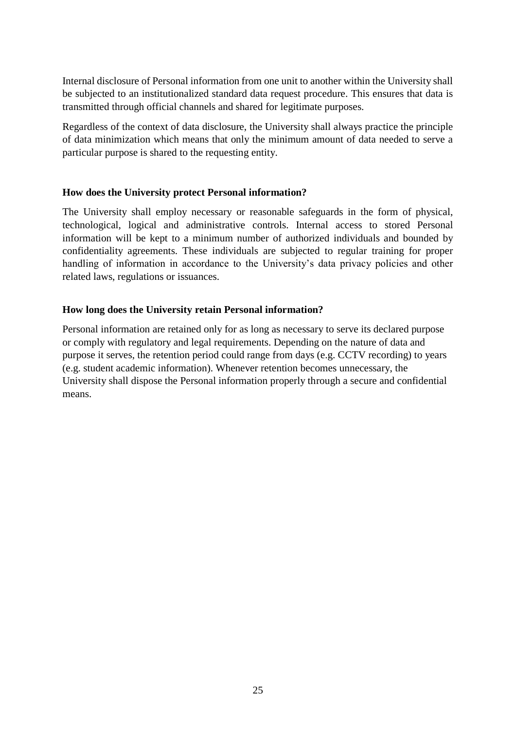Internal disclosure of Personal information from one unit to another within the University shall be subjected to an institutionalized standard data request procedure. This ensures that data is transmitted through official channels and shared for legitimate purposes.

Regardless of the context of data disclosure, the University shall always practice the principle of data minimization which means that only the minimum amount of data needed to serve a particular purpose is shared to the requesting entity.

**How does the University protect Personal information?**

The University shall employ necessary or reasonable safeguards in the form of physical, technological, logical and administrative controls. Internal access to stored Personal information will be kept to a minimum number of authorized individuals and bounded by confidentiality agreements. These individuals are subjected to regular training for proper handling of information in accordance to the University's data privacy policies and other related laws, regulations or issuances.

**How long does the University retain Personal information?**

Personal information are retained only for as long as necessary to serve its declared purpose or comply with regulatory and legal requirements. Depending on the nature of data and purpose it serves, the retention period could range from days (e.g. CCTV recording) to years (e.g. student academic information). Whenever retention becomes unnecessary, the University shall dispose the Personal information properly through a secure and confidential means.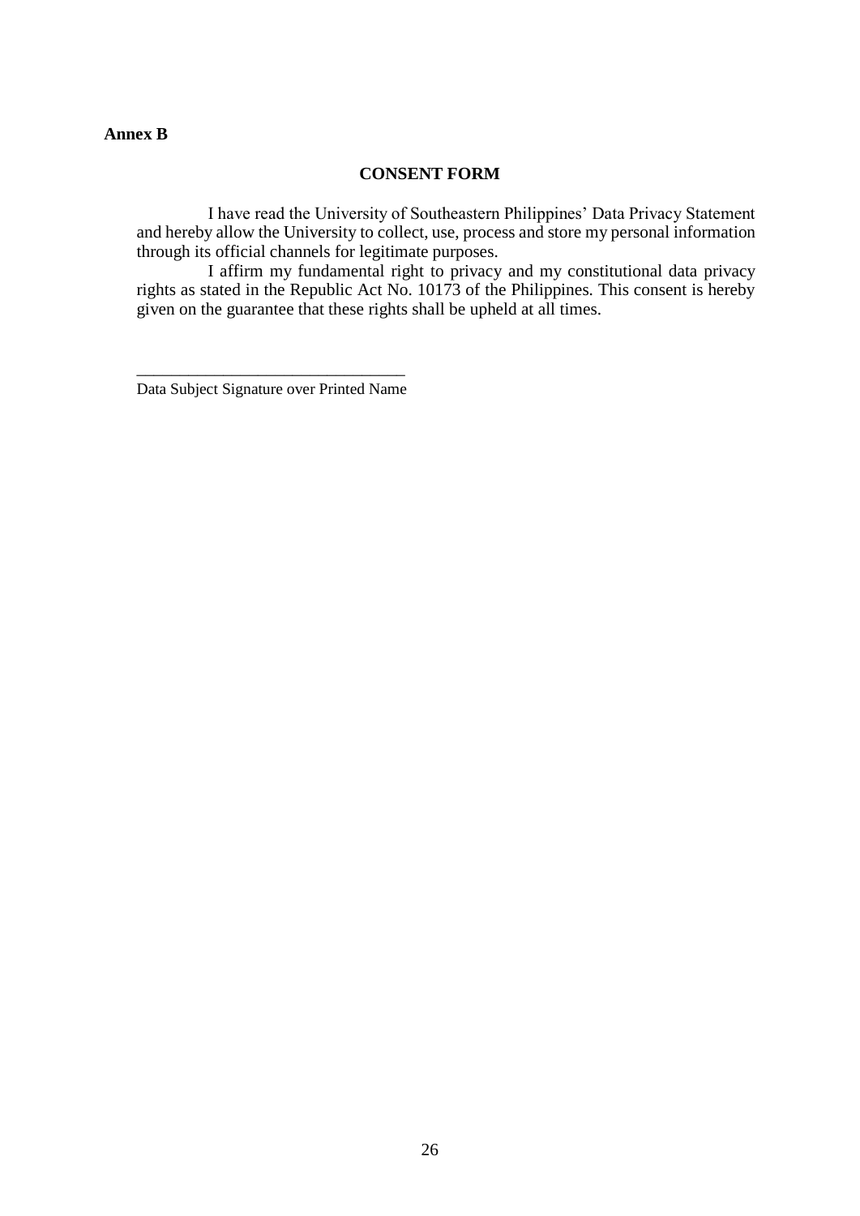**Annex B**

## CONSENT FORM

I have read the University of Southeastern Philippines' Data Privacy Statement and hereby allow the University to collect, use, process and store my personal information through its official channels for legitimate purposes.

I affirm my fundamental right to privacy and my constitutional data privacy rights as stated in the Republic Act No. 10173 of the Philippines. This consent is hereby given on the guarantee that these rights shall be upheld at all times.

_______________________________
Data Subject Signature over Printed Name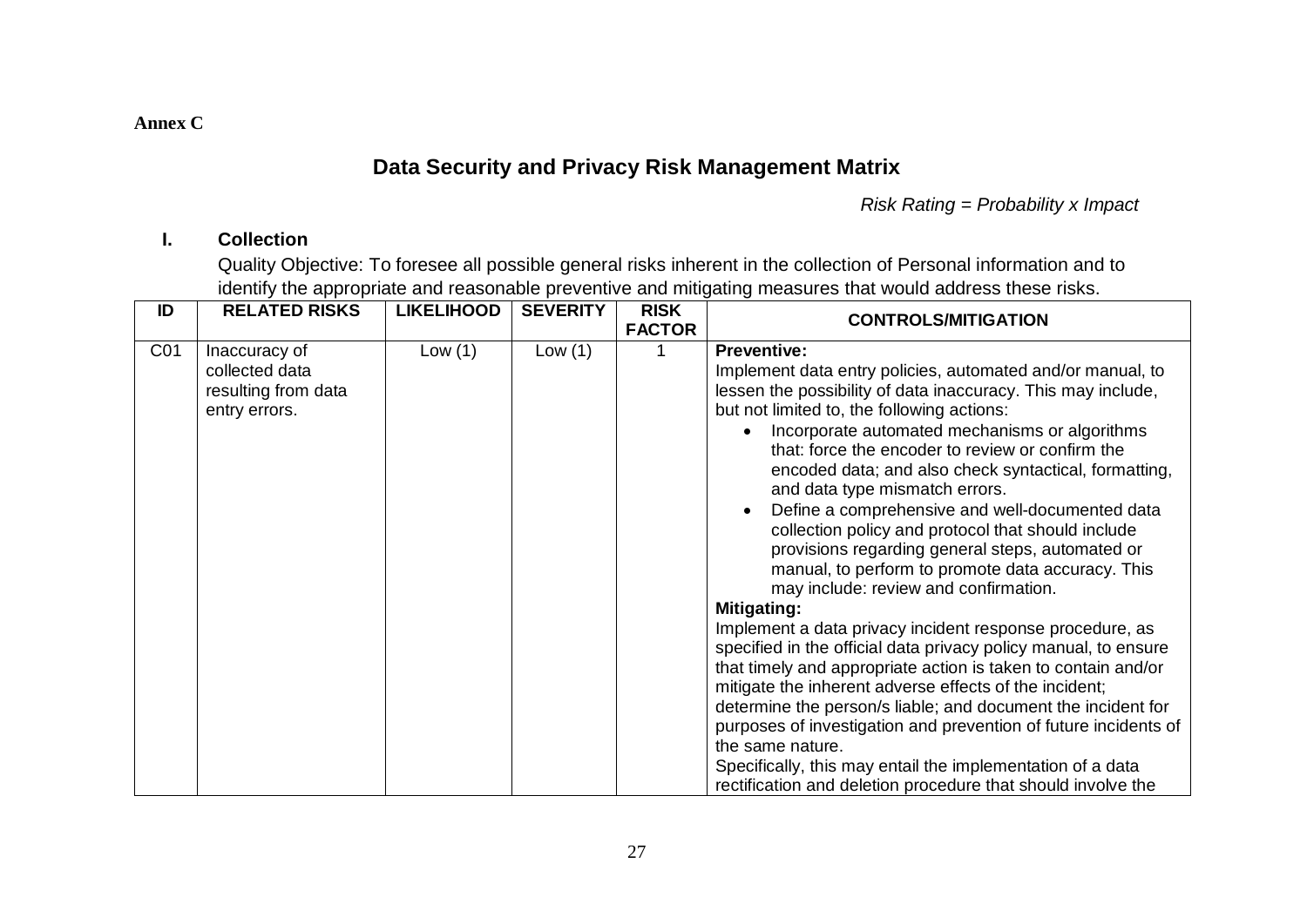**Annex C**

# Data Security and Privacy Risk Management Matrix

*Risk Rating = Probability x Impact*

## I. Collection

Quality Objective: To foresee all possible general risks inherent in the collection of Personal information and to identify the appropriate and reasonable preventive and mitigating measures that would address these risks.

| ID | RELATED RISKS | LIKELIHOOD | SEVERITY | RISK FACTOR | CONTROLS/MITIGATION |
|---|---|---|---|---|---|
| C01 | Inaccuracy of collected data resulting from data entry errors. | Low (1) | Low (1) | 1 | **Preventive:**<br>Implement data entry policies, automated and/or manual, to lessen the possibility of data inaccuracy. This may include, but not limited to, the following actions:<br>• Incorporate automated mechanisms or algorithms that: force the encoder to review or confirm the encoded data; and also check syntactical, formatting, and data type mismatch errors.<br>• Define a comprehensive and well-documented data collection policy and protocol that should include provisions regarding general steps, automated or manual, to perform to promote data accuracy. This may include: review and confirmation.<br>**Mitigating:**<br>Implement a data privacy incident response procedure, as specified in the official data privacy policy manual, to ensure that timely and appropriate action is taken to contain and/or mitigate the inherent adverse effects of the incident; determine the person/s liable; and document the incident for purposes of investigation and prevention of future incidents of the same nature.<br>Specifically, this may entail the implementation of a data rectification and deletion procedure that should involve the |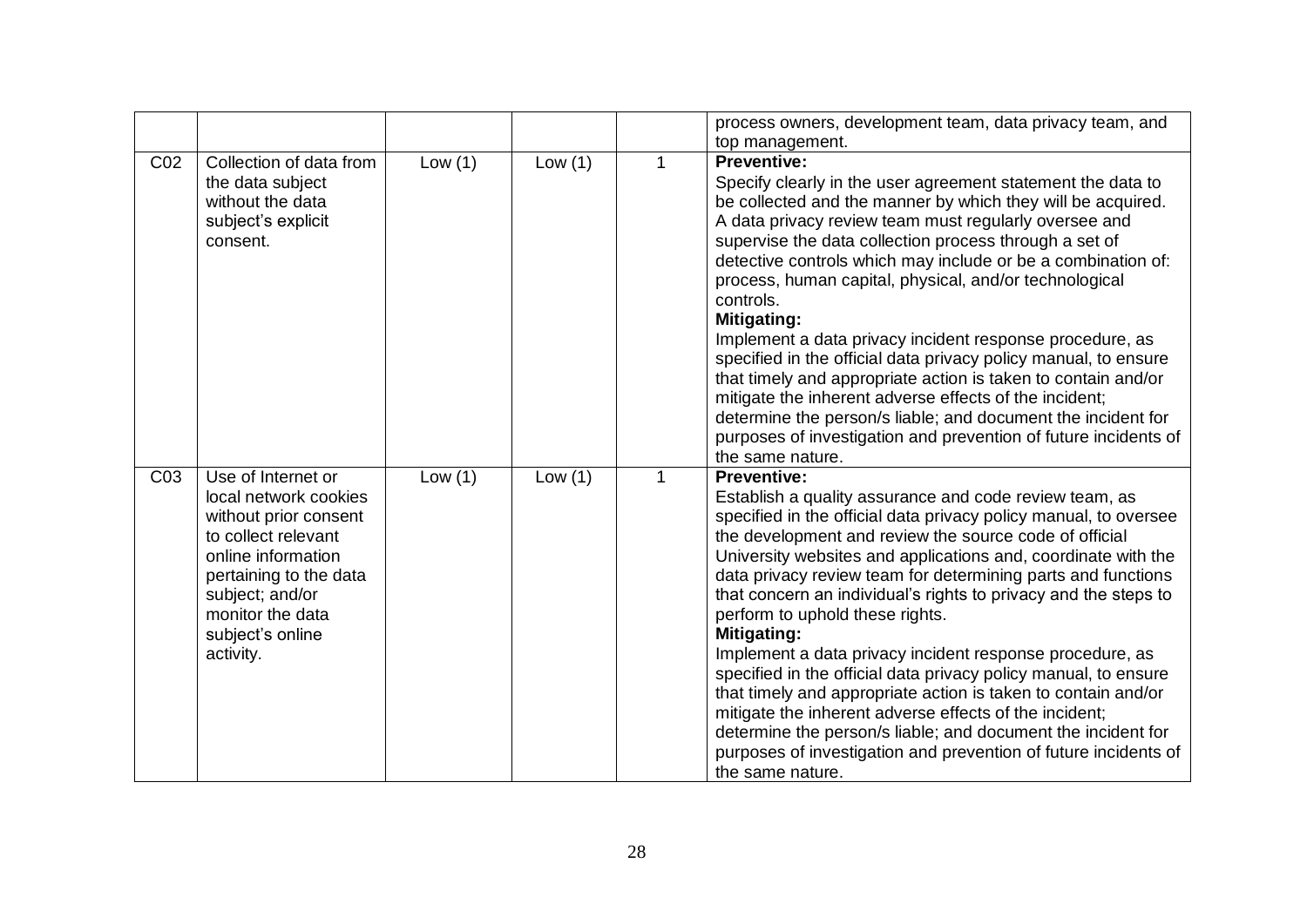| | | | | | |
|---|---|---|---|---|---|
| | | | | | process owners, development team, data privacy team, and top management. |
| C02 | Collection of data from the data subject without the data subject's explicit consent. | Low (1) | Low (1) | 1 | **Preventive:**<br>Specify clearly in the user agreement statement the data to be collected and the manner by which they will be acquired. A data privacy review team must regularly oversee and supervise the data collection process through a set of detective controls which may include or be a combination of: process, human capital, physical, and/or technological controls.<br>**Mitigating:**<br>Implement a data privacy incident response procedure, as specified in the official data privacy policy manual, to ensure that timely and appropriate action is taken to contain and/or mitigate the inherent adverse effects of the incident; determine the person/s liable; and document the incident for purposes of investigation and prevention of future incidents of the same nature. |
| C03 | Use of Internet or local network cookies without prior consent to collect relevant online information pertaining to the data subject; and/or monitor the data subject's online activity. | Low (1) | Low (1) | 1 | **Preventive:**<br>Establish a quality assurance and code review team, as specified in the official data privacy policy manual, to oversee the development and review the source code of official University websites and applications and, coordinate with the data privacy review team for determining parts and functions that concern an individual's rights to privacy and the steps to perform to uphold these rights.<br>**Mitigating:**<br>Implement a data privacy incident response procedure, as specified in the official data privacy policy manual, to ensure that timely and appropriate action is taken to contain and/or mitigate the inherent adverse effects of the incident; determine the person/s liable; and document the incident for purposes of investigation and prevention of future incidents of the same nature. |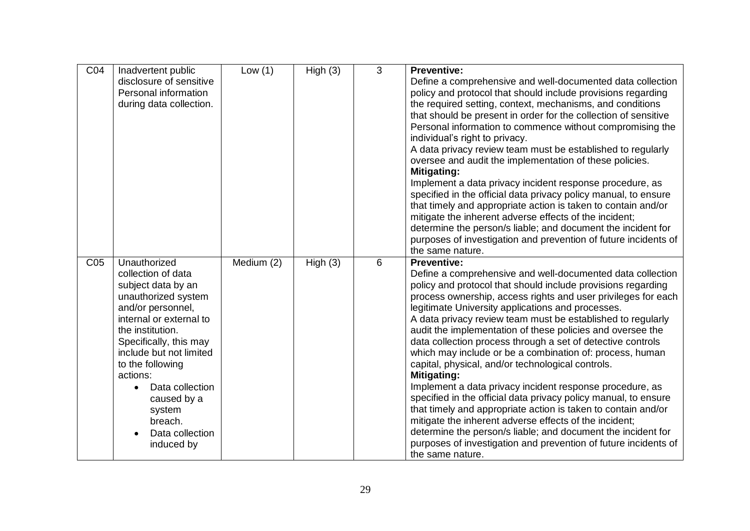| C04 | Inadvertent public disclosure of sensitive Personal information during data collection. | Low (1) | High (3) | 3 | **Preventive:**<br>Define a comprehensive and well-documented data collection policy and protocol that should include provisions regarding the required setting, context, mechanisms, and conditions that should be present in order for the collection of sensitive Personal information to commence without compromising the individual's right to privacy.<br>A data privacy review team must be established to regularly oversee and audit the implementation of these policies.<br>**Mitigating:**<br>Implement a data privacy incident response procedure, as specified in the official data privacy policy manual, to ensure that timely and appropriate action is taken to contain and/or mitigate the inherent adverse effects of the incident; determine the person/s liable; and document the incident for purposes of investigation and prevention of future incidents of the same nature. |
|---|---|---|---|---|---|
| C05 | Unauthorized collection of data subject data by an unauthorized system and/or personnel, internal or external to the institution. Specifically, this may include but not limited to the following actions:<br>• Data collection caused by a system breach.<br>• Data collection induced by | Medium (2) | High (3) | 6 | **Preventive:**<br>Define a comprehensive and well-documented data collection policy and protocol that should include provisions regarding process ownership, access rights and user privileges for each legitimate University applications and processes.<br>A data privacy review team must be established to regularly audit the implementation of these policies and oversee the data collection process through a set of detective controls which may include or be a combination of: process, human capital, physical, and/or technological controls.<br>**Mitigating:**<br>Implement a data privacy incident response procedure, as specified in the official data privacy policy manual, to ensure that timely and appropriate action is taken to contain and/or mitigate the inherent adverse effects of the incident; determine the person/s liable; and document the incident for purposes of investigation and prevention of future incidents of the same nature. |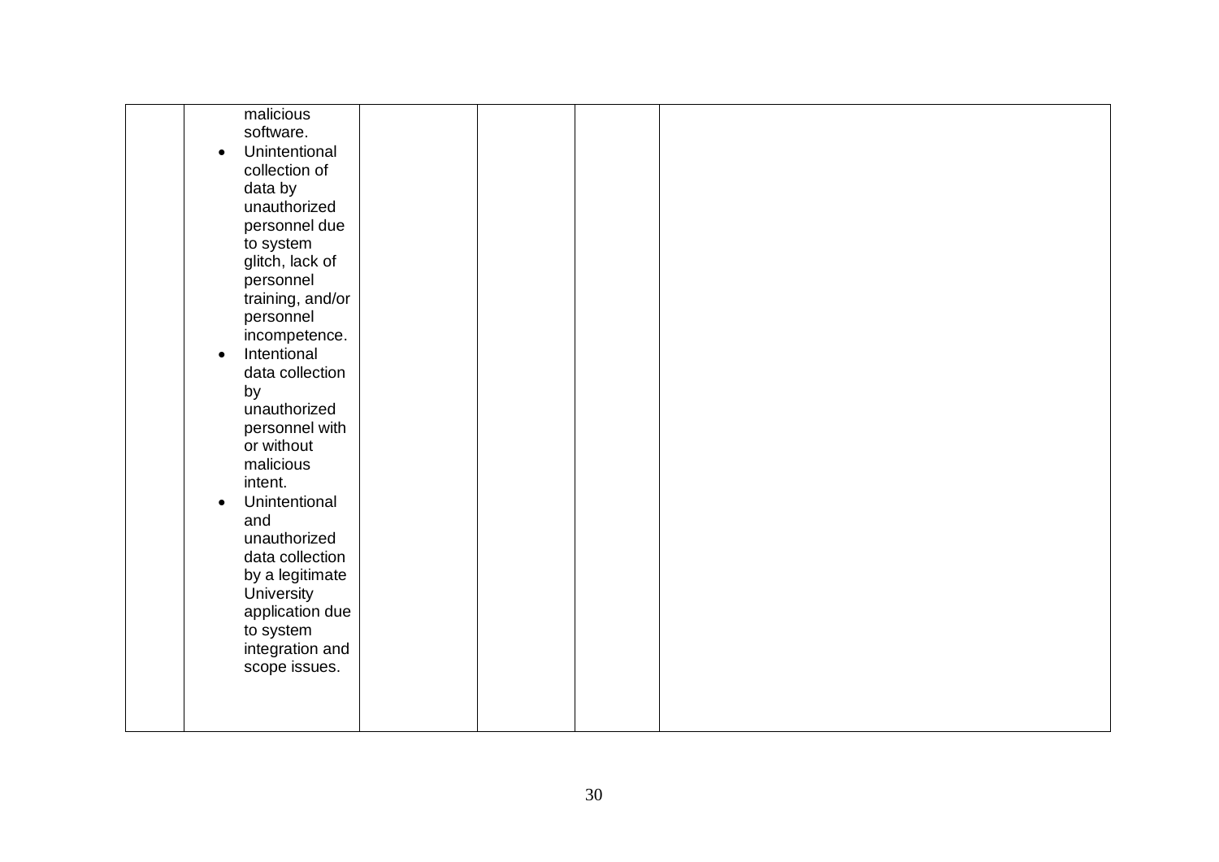|  |  |  |  |  |  |
|---|---|---|---|---|---|
|  | malicious software.<br>• Unintentional collection of data by unauthorized personnel due to system glitch, lack of personnel training, and/or personnel incompetence.<br>• Intentional data collection by unauthorized personnel with or without malicious intent.<br>• Unintentional and unauthorized data collection by a legitimate University application due to system integration and scope issues. |  |  |  |  |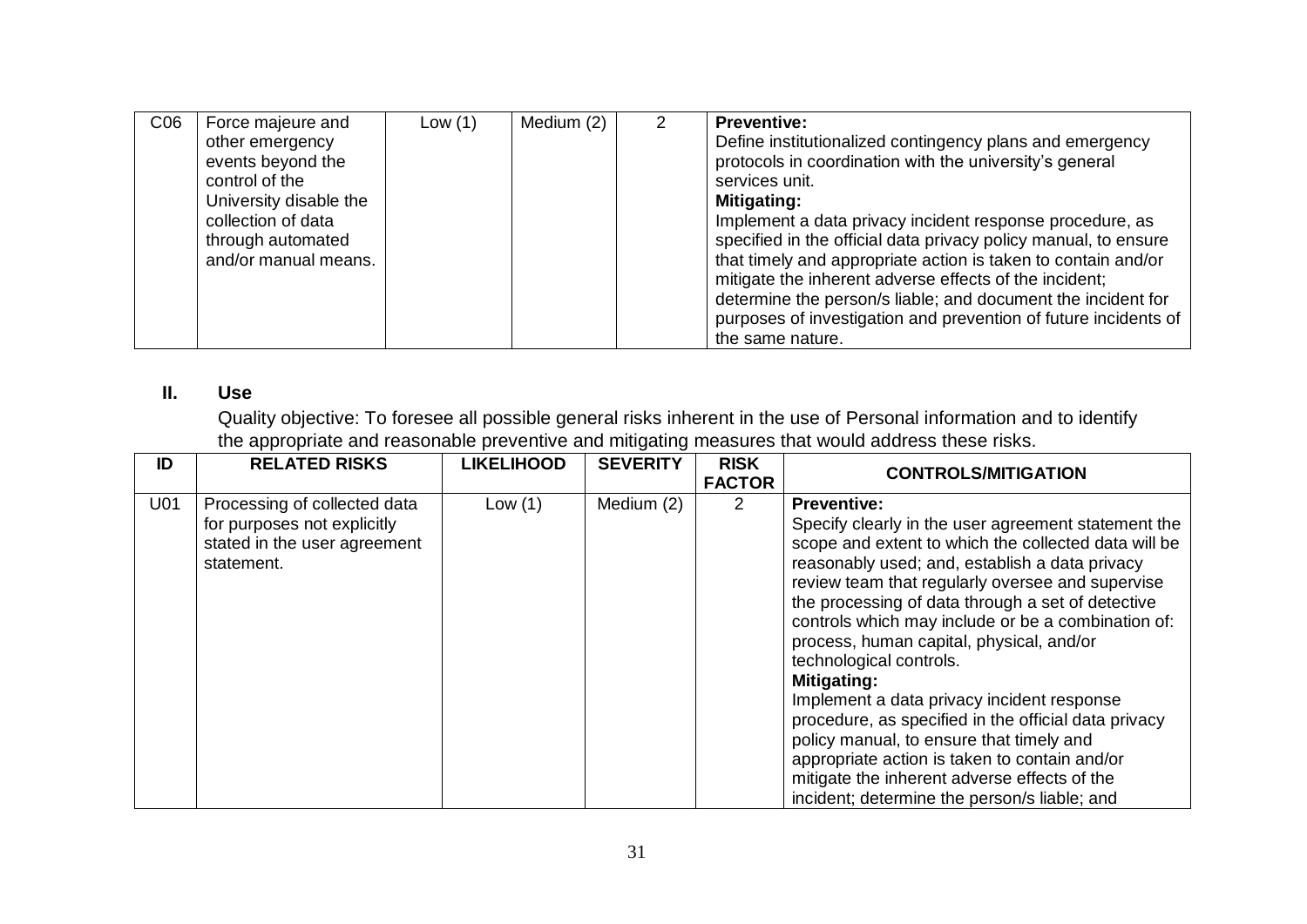| C06 | Force majeure and other emergency events beyond the control of the University disable the collection of data through automated and/or manual means. | Low (1) | Medium (2) | 2 | **Preventive:** Define institutionalized contingency plans and emergency protocols in coordination with the university's general services unit. **Mitigating:** Implement a data privacy incident response procedure, as specified in the official data privacy policy manual, to ensure that timely and appropriate action is taken to contain and/or mitigate the inherent adverse effects of the incident; determine the person/s liable; and document the incident for purposes of investigation and prevention of future incidents of the same nature. |
|---|---|---|---|---|---|

## II. Use

Quality objective: To foresee all possible general risks inherent in the use of Personal information and to identify the appropriate and reasonable preventive and mitigating measures that would address these risks.

| ID | RELATED RISKS | LIKELIHOOD | SEVERITY | RISK FACTOR | CONTROLS/MITIGATION |
|---|---|---|---|---|---|
| U01 | Processing of collected data for purposes not explicitly stated in the user agreement statement. | Low (1) | Medium (2) | 2 | **Preventive:** Specify clearly in the user agreement statement the scope and extent to which the collected data will be reasonably used; and, establish a data privacy review team that regularly oversee and supervise the processing of data through a set of detective controls which may include or be a combination of: process, human capital, physical, and/or technological controls. **Mitigating:** Implement a data privacy incident response procedure, as specified in the official data privacy policy manual, to ensure that timely and appropriate action is taken to contain and/or mitigate the inherent adverse effects of the incident; determine the person/s liable; and |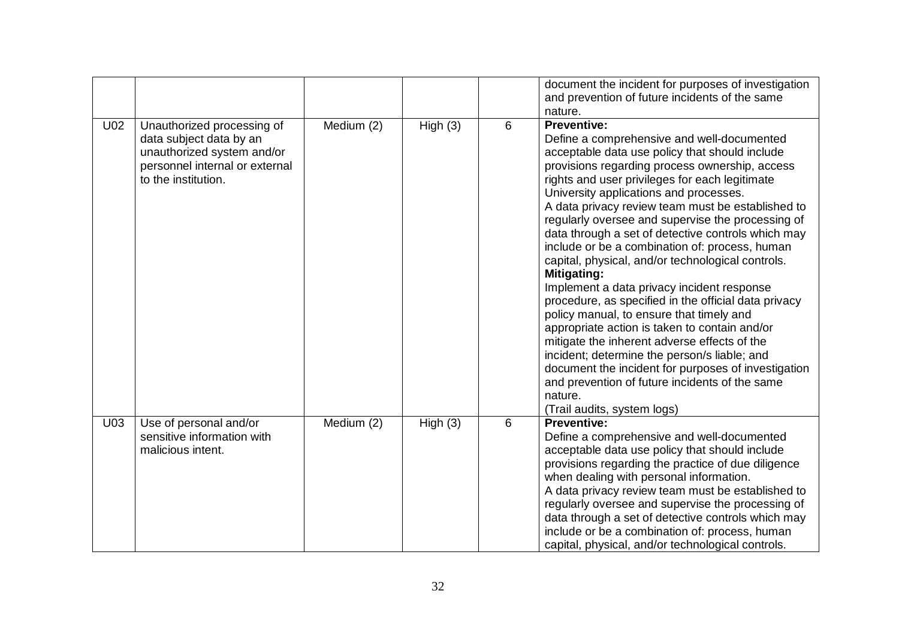| | | | | | |
|---|---|---|---|---|---|
| | | | | | document the incident for purposes of investigation and prevention of future incidents of the same nature. |
| U02 | Unauthorized processing of data subject data by an unauthorized system and/or personnel internal or external to the institution. | Medium (2) | High (3) | 6 | **Preventive:**<br>Define a comprehensive and well-documented acceptable data use policy that should include provisions regarding process ownership, access rights and user privileges for each legitimate University applications and processes.<br>A data privacy review team must be established to regularly oversee and supervise the processing of data through a set of detective controls which may include or be a combination of: process, human capital, physical, and/or technological controls.<br>**Mitigating:**<br>Implement a data privacy incident response procedure, as specified in the official data privacy policy manual, to ensure that timely and appropriate action is taken to contain and/or mitigate the inherent adverse effects of the incident; determine the person/s liable; and document the incident for purposes of investigation and prevention of future incidents of the same nature.<br>(Trail audits, system logs) |
| U03 | Use of personal and/or sensitive information with malicious intent. | Medium (2) | High (3) | 6 | **Preventive:**<br>Define a comprehensive and well-documented acceptable data use policy that should include provisions regarding the practice of due diligence when dealing with personal information.<br>A data privacy review team must be established to regularly oversee and supervise the processing of data through a set of detective controls which may include or be a combination of: process, human capital, physical, and/or technological controls. |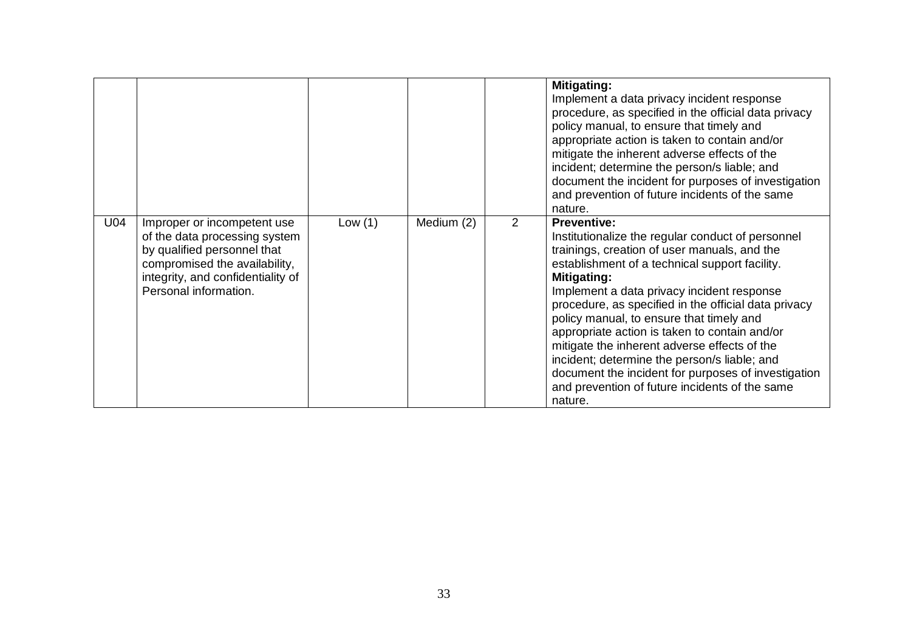| | | | | | |
|---|---|---|---|---|---|
| | | | | | **Mitigating:**<br>Implement a data privacy incident response procedure, as specified in the official data privacy policy manual, to ensure that timely and appropriate action is taken to contain and/or mitigate the inherent adverse effects of the incident; determine the person/s liable; and document the incident for purposes of investigation and prevention of future incidents of the same nature. |
| U04 | Improper or incompetent use of the data processing system by qualified personnel that compromised the availability, integrity, and confidentiality of Personal information. | Low (1) | Medium (2) | 2 | **Preventive:**<br>Institutionalize the regular conduct of personnel trainings, creation of user manuals, and the establishment of a technical support facility.<br>**Mitigating:**<br>Implement a data privacy incident response procedure, as specified in the official data privacy policy manual, to ensure that timely and appropriate action is taken to contain and/or mitigate the inherent adverse effects of the incident; determine the person/s liable; and document the incident for purposes of investigation and prevention of future incidents of the same nature. |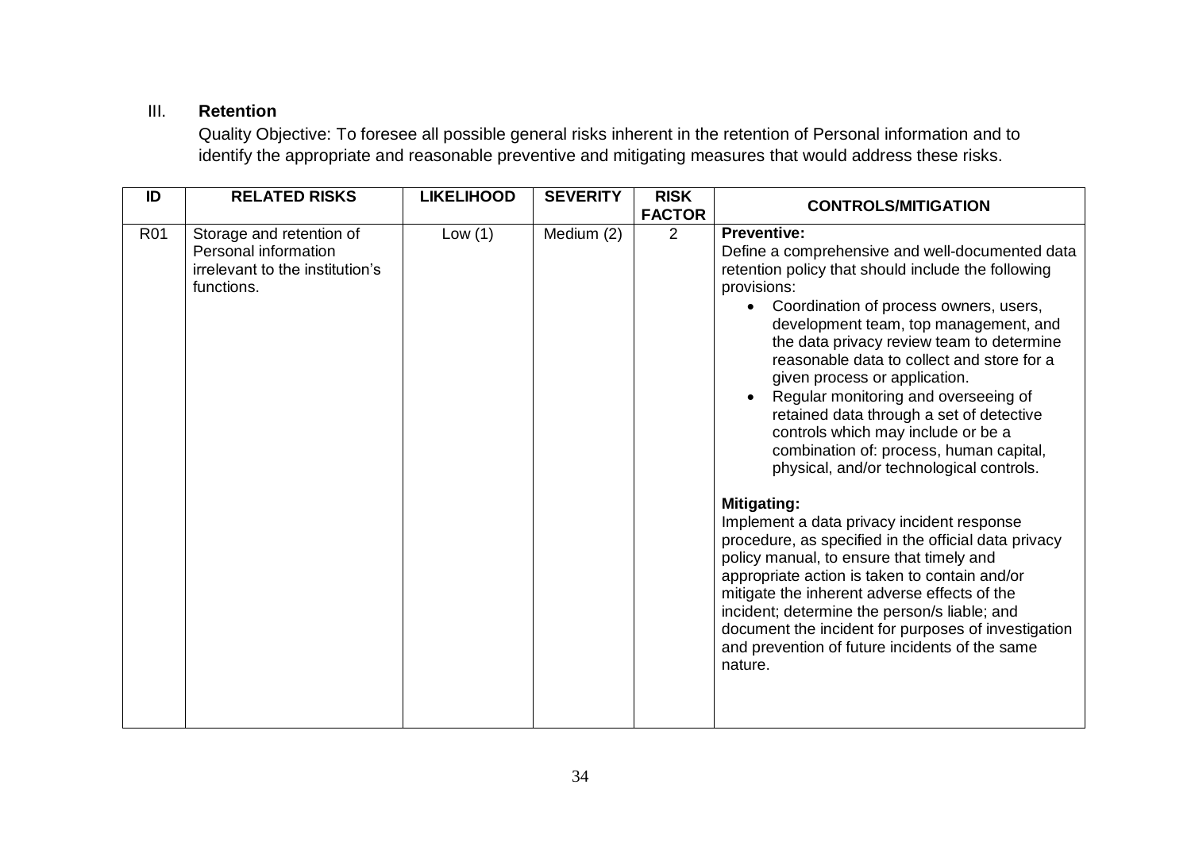### III. **Retention**

Quality Objective: To foresee all possible general risks inherent in the retention of Personal information and to identify the appropriate and reasonable preventive and mitigating measures that would address these risks.

| ID | RELATED RISKS | LIKELIHOOD | SEVERITY | RISK FACTOR | CONTROLS/MITIGATION |
|---|---|---|---|---|---|
| R01 | Storage and retention of Personal information irrelevant to the institution's functions. | Low (1) | Medium (2) | 2 | **Preventive:**<br>Define a comprehensive and well-documented data retention policy that should include the following provisions:<br>• Coordination of process owners, users, development team, top management, and the data privacy review team to determine reasonable data to collect and store for a given process or application.<br>• Regular monitoring and overseeing of retained data through a set of detective controls which may include or be a combination of: process, human capital, physical, and/or technological controls.<br><br>**Mitigating:**<br>Implement a data privacy incident response procedure, as specified in the official data privacy policy manual, to ensure that timely and appropriate action is taken to contain and/or mitigate the inherent adverse effects of the incident; determine the person/s liable; and document the incident for purposes of investigation and prevention of future incidents of the same nature. |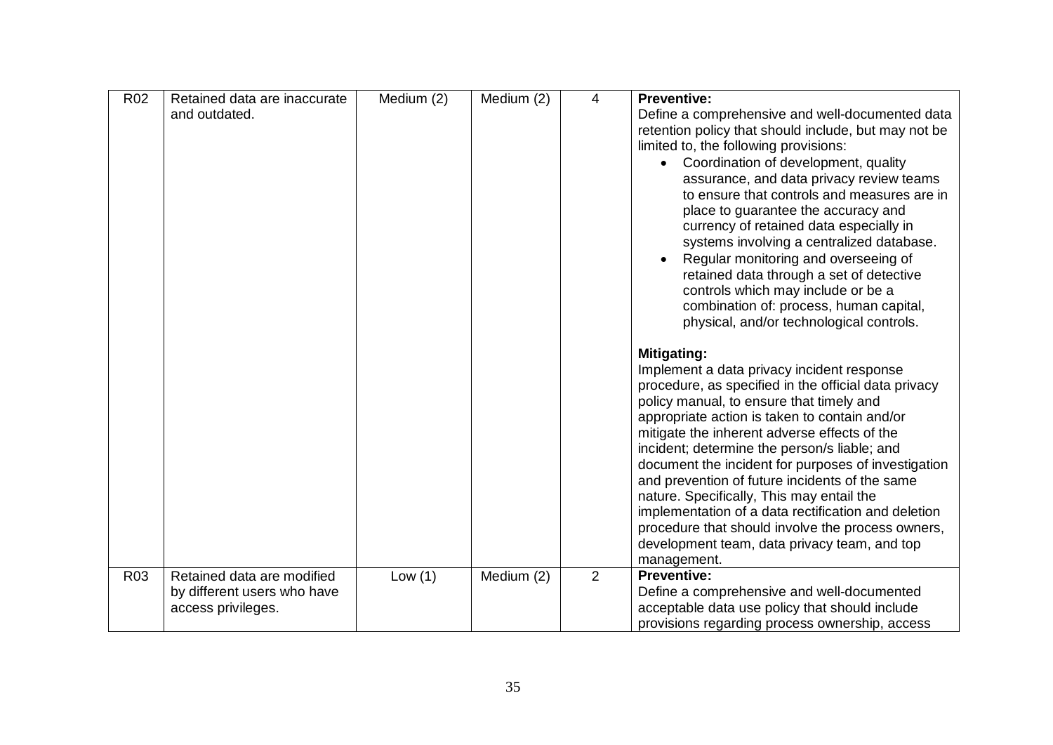| R02 | Retained data are inaccurate and outdated. | Medium (2) | Medium (2) | 4 | **Preventive:**<br>Define a comprehensive and well-documented data retention policy that should include, but may not be limited to, the following provisions:<br>• Coordination of development, quality assurance, and data privacy review teams to ensure that controls and measures are in place to guarantee the accuracy and currency of retained data especially in systems involving a centralized database.<br>• Regular monitoring and overseeing of retained data through a set of detective controls which may include or be a combination of: process, human capital, physical, and/or technological controls.<br><br>**Mitigating:**<br>Implement a data privacy incident response procedure, as specified in the official data privacy policy manual, to ensure that timely and appropriate action is taken to contain and/or mitigate the inherent adverse effects of the incident; determine the person/s liable; and document the incident for purposes of investigation and prevention of future incidents of the same nature. Specifically, This may entail the implementation of a data rectification and deletion procedure that should involve the process owners, development team, data privacy team, and top management. |
|---|---|---|---|---|---|
| R03 | Retained data are modified by different users who have access privileges. | Low (1) | Medium (2) | 2 | **Preventive:**<br>Define a comprehensive and well-documented acceptable data use policy that should include provisions regarding process ownership, access |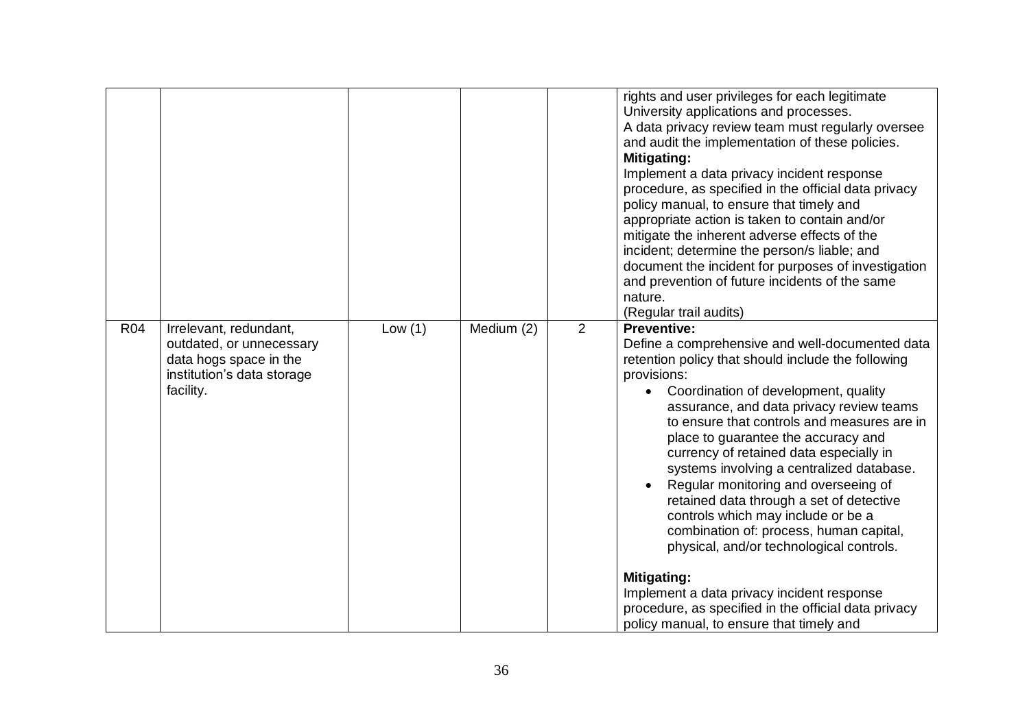| | | | | | |
|---|---|---|---|---|---|
| | | | | | rights and user privileges for each legitimate University applications and processes.<br>A data privacy review team must regularly oversee and audit the implementation of these policies.<br>**Mitigating:**<br>Implement a data privacy incident response procedure, as specified in the official data privacy policy manual, to ensure that timely and appropriate action is taken to contain and/or mitigate the inherent adverse effects of the incident; determine the person/s liable; and document the incident for purposes of investigation and prevention of future incidents of the same nature.<br>(Regular trail audits) |
| R04 | Irrelevant, redundant, outdated, or unnecessary data hogs space in the institution's data storage facility. | Low (1) | Medium (2) | 2 | **Preventive:**<br>Define a comprehensive and well-documented data retention policy that should include the following provisions:<br>• Coordination of development, quality assurance, and data privacy review teams to ensure that controls and measures are in place to guarantee the accuracy and currency of retained data especially in systems involving a centralized database.<br>• Regular monitoring and overseeing of retained data through a set of detective controls which may include or be a combination of: process, human capital, physical, and/or technological controls.<br><br>**Mitigating:**<br>Implement a data privacy incident response procedure, as specified in the official data privacy policy manual, to ensure that timely and |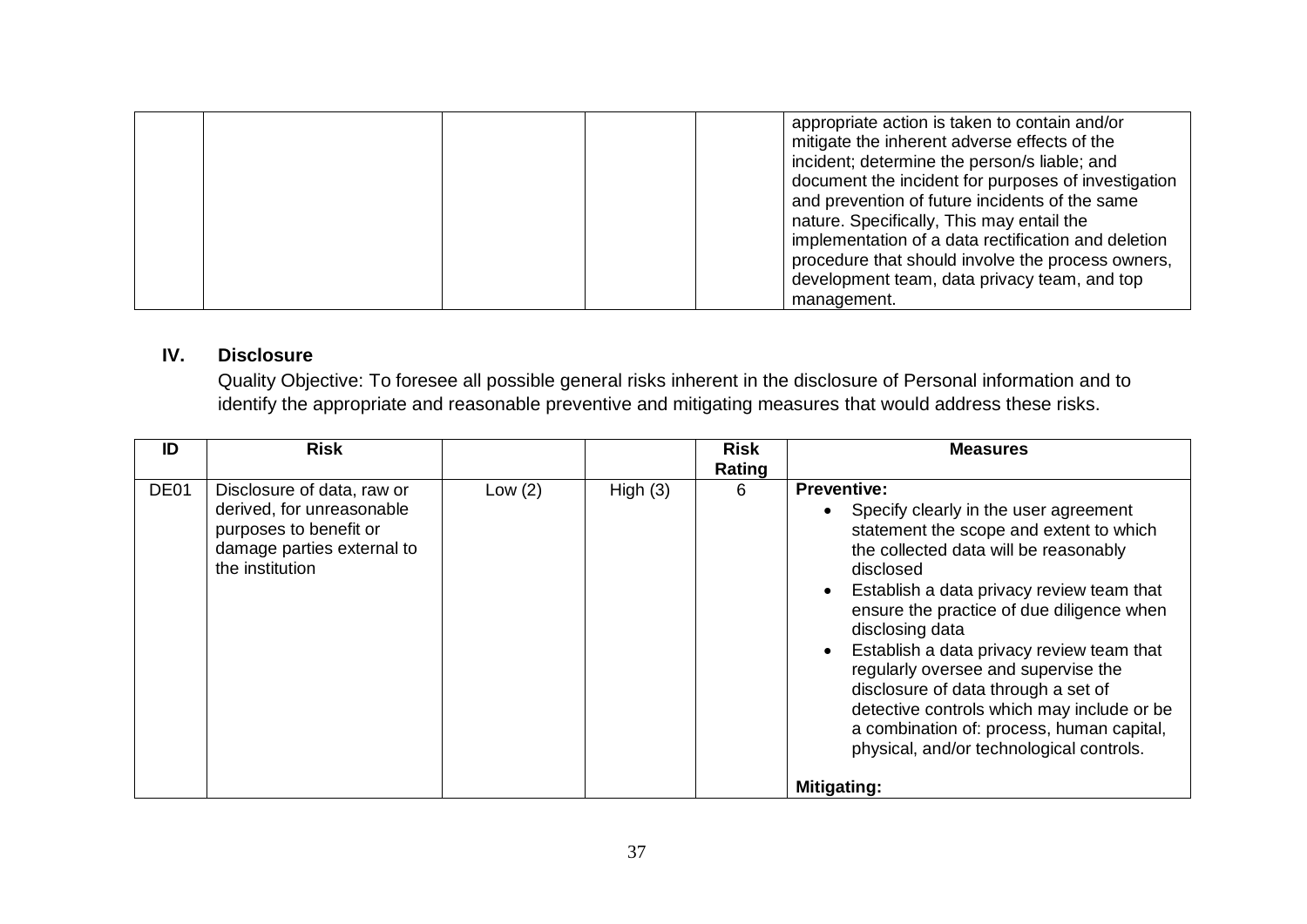| | | | | | |
|---|---|---|---|---|---|
| | | | | | appropriate action is taken to contain and/or mitigate the inherent adverse effects of the incident; determine the person/s liable; and document the incident for purposes of investigation and prevention of future incidents of the same nature. Specifically, This may entail the implementation of a data rectification and deletion procedure that should involve the process owners, development team, data privacy team, and top management. |

## IV. Disclosure

Quality Objective: To foresee all possible general risks inherent in the disclosure of Personal information and to identify the appropriate and reasonable preventive and mitigating measures that would address these risks.

| ID | Risk | | | Risk Rating | Measures |
|---|---|---|---|---|---|
| DE01 | Disclosure of data, raw or derived, for unreasonable purposes to benefit or damage parties external to the institution | Low (2) | High (3) | 6 | **Preventive:**<br>• Specify clearly in the user agreement statement the scope and extent to which the collected data will be reasonably disclosed<br>• Establish a data privacy review team that ensure the practice of due diligence when disclosing data<br>• Establish a data privacy review team that regularly oversee and supervise the disclosure of data through a set of detective controls which may include or be a combination of: process, human capital, physical, and/or technological controls.<br><br>**Mitigating:** |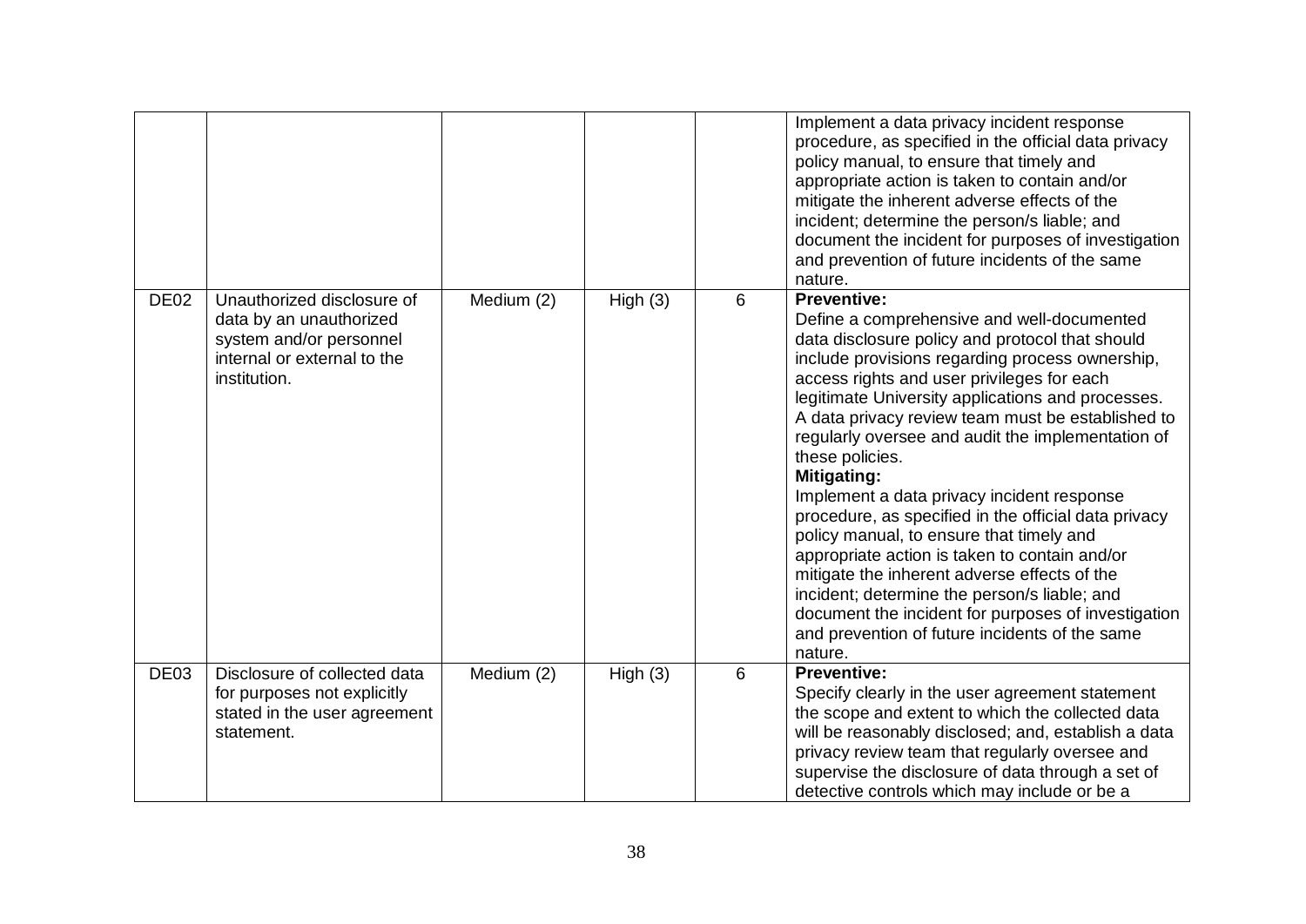| | | | | | |
|---|---|---|---|---|---|
| | | | | | Implement a data privacy incident response procedure, as specified in the official data privacy policy manual, to ensure that timely and appropriate action is taken to contain and/or mitigate the inherent adverse effects of the incident; determine the person/s liable; and document the incident for purposes of investigation and prevention of future incidents of the same nature. |
| DE02 | Unauthorized disclosure of data by an unauthorized system and/or personnel internal or external to the institution. | Medium (2) | High (3) | 6 | **Preventive:**<br>Define a comprehensive and well-documented data disclosure policy and protocol that should include provisions regarding process ownership, access rights and user privileges for each legitimate University applications and processes. A data privacy review team must be established to regularly oversee and audit the implementation of these policies.<br>**Mitigating:**<br>Implement a data privacy incident response procedure, as specified in the official data privacy policy manual, to ensure that timely and appropriate action is taken to contain and/or mitigate the inherent adverse effects of the incident; determine the person/s liable; and document the incident for purposes of investigation and prevention of future incidents of the same nature. |
| DE03 | Disclosure of collected data for purposes not explicitly stated in the user agreement statement. | Medium (2) | High (3) | 6 | **Preventive:**<br>Specify clearly in the user agreement statement the scope and extent to which the collected data will be reasonably disclosed; and, establish a data privacy review team that regularly oversee and supervise the disclosure of data through a set of detective controls which may include or be a |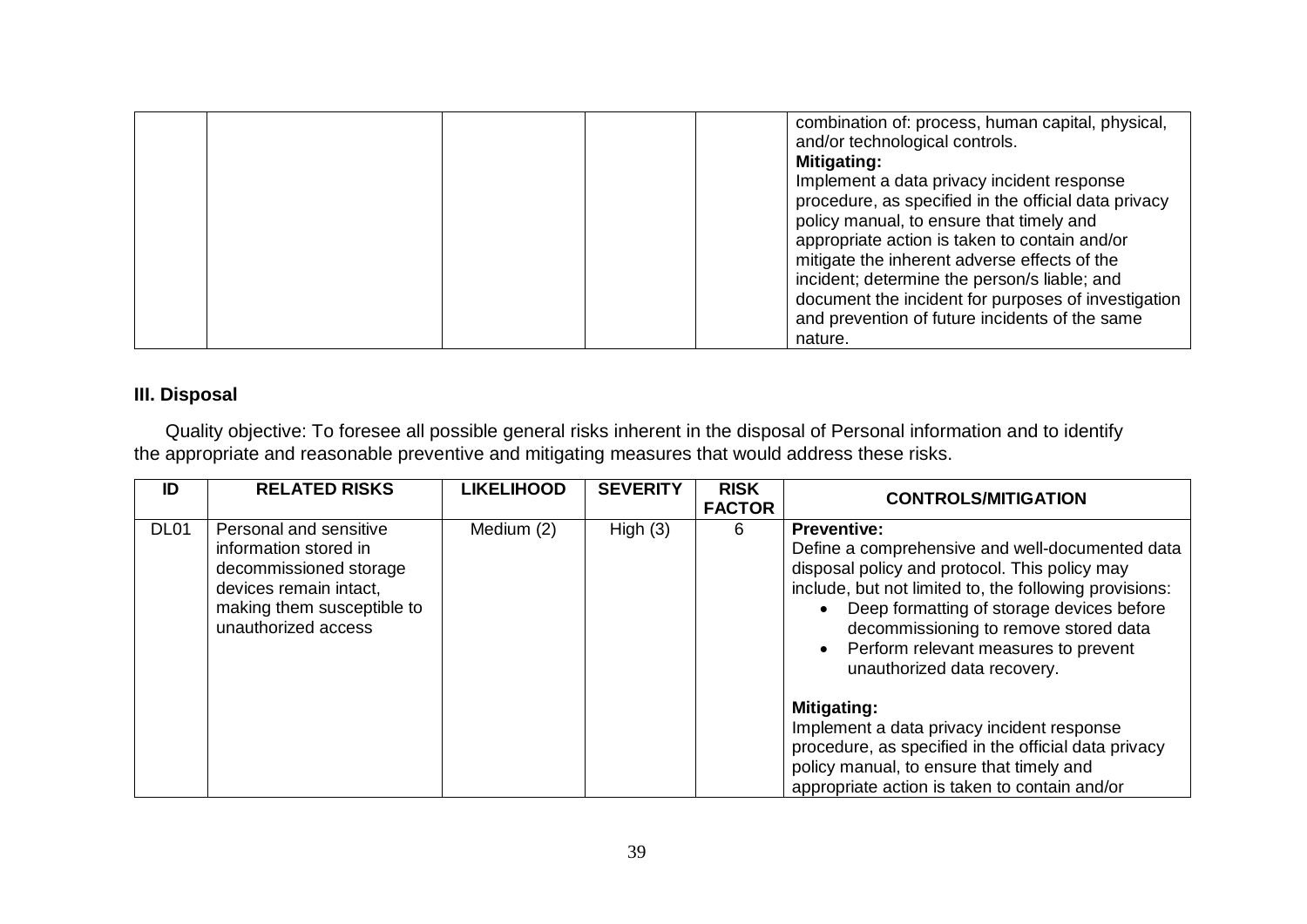| | | | | | combination of: process, human capital, physical, and/or technological controls.<br>**Mitigating:**<br>Implement a data privacy incident response procedure, as specified in the official data privacy policy manual, to ensure that timely and appropriate action is taken to contain and/or mitigate the inherent adverse effects of the incident; determine the person/s liable; and document the incident for purposes of investigation and prevention of future incidents of the same nature. |
|---|---|---|---|---|---|

**III. Disposal**

Quality objective: To foresee all possible general risks inherent in the disposal of Personal information and to identify the appropriate and reasonable preventive and mitigating measures that would address these risks.

| ID | RELATED RISKS | LIKELIHOOD | SEVERITY | RISK FACTOR | CONTROLS/MITIGATION |
|---|---|---|---|---|---|
| DL01 | Personal and sensitive information stored in decommissioned storage devices remain intact, making them susceptible to unauthorized access | Medium (2) | High (3) | 6 | **Preventive:**<br>Define a comprehensive and well-documented data disposal policy and protocol. This policy may include, but not limited to, the following provisions:<br>• Deep formatting of storage devices before decommissioning to remove stored data<br>• Perform relevant measures to prevent unauthorized data recovery.<br><br>**Mitigating:**<br>Implement a data privacy incident response procedure, as specified in the official data privacy policy manual, to ensure that timely and appropriate action is taken to contain and/or |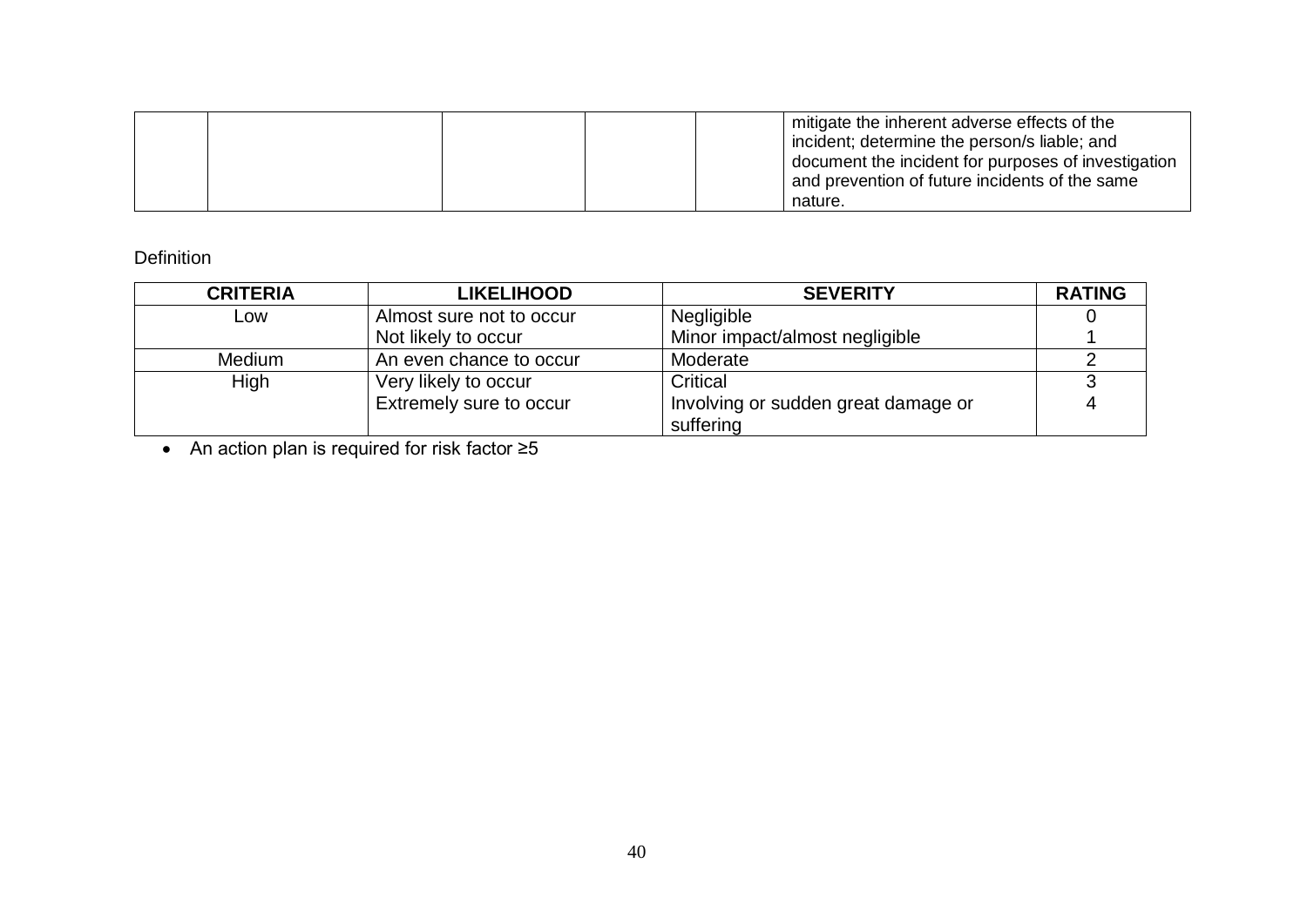| | | | | | |
|---|---|---|---|---|---|
| | | | | | mitigate the inherent adverse effects of the incident; determine the person/s liable; and document the incident for purposes of investigation and prevention of future incidents of the same nature. |

Definition

| CRITERIA | LIKELIHOOD | SEVERITY | RATING |
|---|---|---|---|
| Low | Almost sure not to occur<br>Not likely to occur | Negligible<br>Minor impact/almost negligible | 0<br>1 |
| Medium | An even chance to occur | Moderate | 2 |
| High | Very likely to occur<br>Extremely sure to occur | Critical<br>Involving or sudden great damage or suffering | 3<br>4 |

- An action plan is required for risk factor ≥5